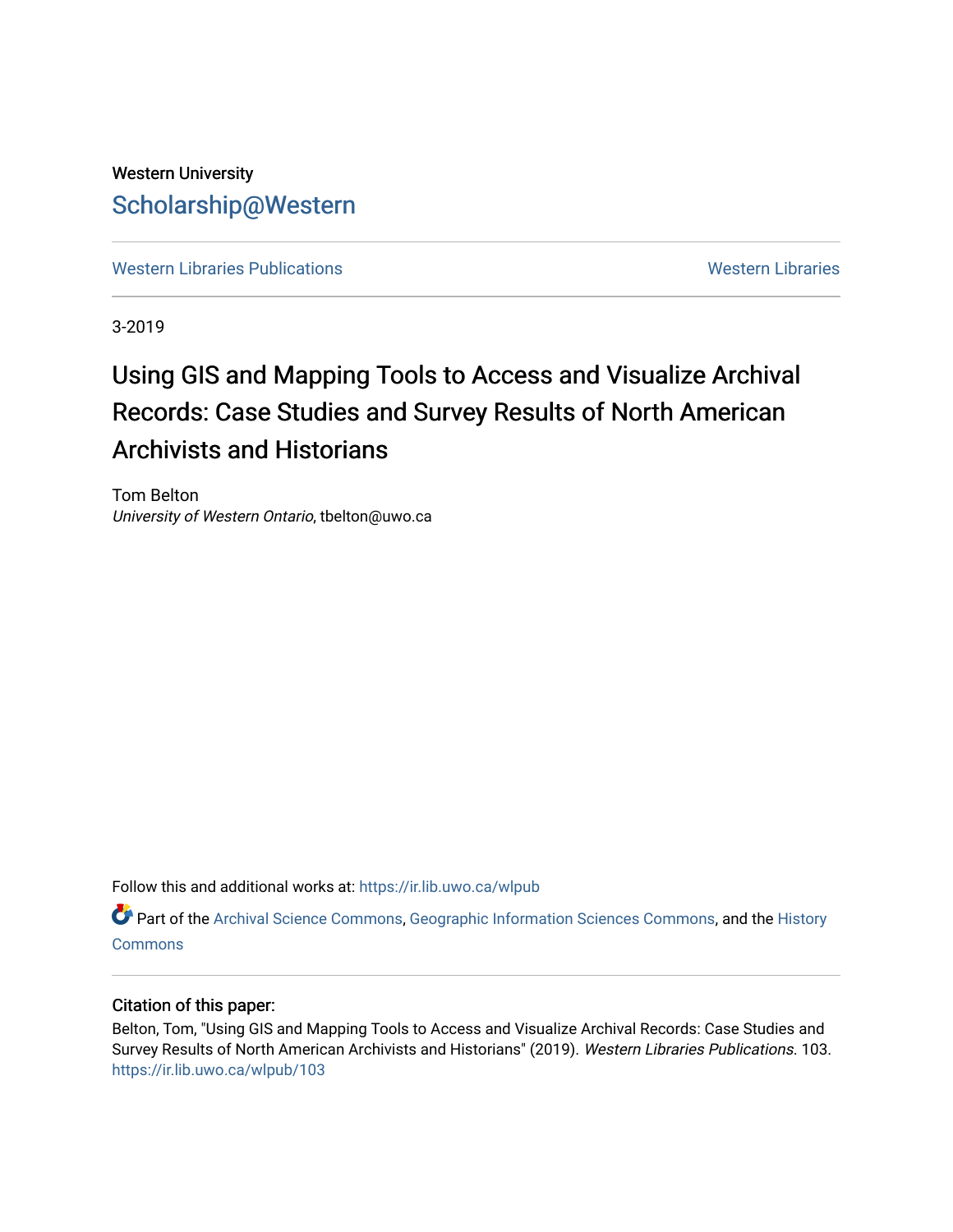Western University

# Scholarship@Western

Western Libraries Publications | Western Libraries

3-2019

# Using GIS and Mapping Tools to Access and Visualize Archival Records: Case Studies and Survey Results of North American Archivists and Historians

Tom Belton
*University of Western Ontario*, tbelton@uwo.ca

Follow this and additional works at: https://ir.lib.uwo.ca/wlpub

Part of the Archival Science Commons, Geographic Information Sciences Commons, and the History Commons

## Citation of this paper:

Belton, Tom, "Using GIS and Mapping Tools to Access and Visualize Archival Records: Case Studies and Survey Results of North American Archivists and Historians" (2019). *Western Libraries Publications*. 103.
https://ir.lib.uwo.ca/wlpub/103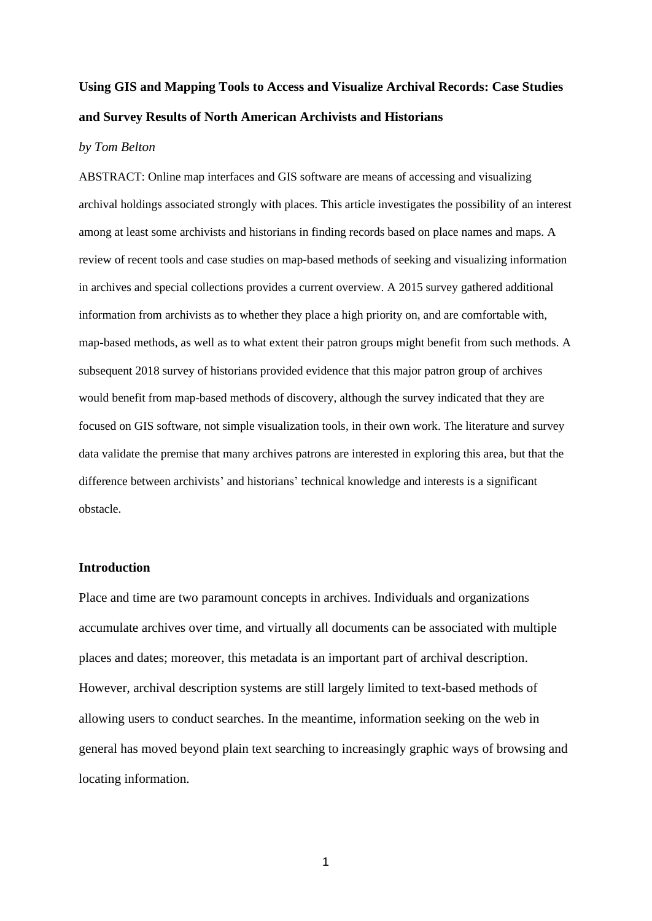**Using GIS and Mapping Tools to Access and Visualize Archival Records: Case Studies and Survey Results of North American Archivists and Historians**

*by Tom Belton*

ABSTRACT: Online map interfaces and GIS software are means of accessing and visualizing archival holdings associated strongly with places. This article investigates the possibility of an interest among at least some archivists and historians in finding records based on place names and maps. A review of recent tools and case studies on map-based methods of seeking and visualizing information in archives and special collections provides a current overview. A 2015 survey gathered additional information from archivists as to whether they place a high priority on, and are comfortable with, map-based methods, as well as to what extent their patron groups might benefit from such methods. A subsequent 2018 survey of historians provided evidence that this major patron group of archives would benefit from map-based methods of discovery, although the survey indicated that they are focused on GIS software, not simple visualization tools, in their own work. The literature and survey data validate the premise that many archives patrons are interested in exploring this area, but that the difference between archivists' and historians' technical knowledge and interests is a significant obstacle.

## Introduction

Place and time are two paramount concepts in archives. Individuals and organizations accumulate archives over time, and virtually all documents can be associated with multiple places and dates; moreover, this metadata is an important part of archival description. However, archival description systems are still largely limited to text-based methods of allowing users to conduct searches. In the meantime, information seeking on the web in general has moved beyond plain text searching to increasingly graphic ways of browsing and locating information.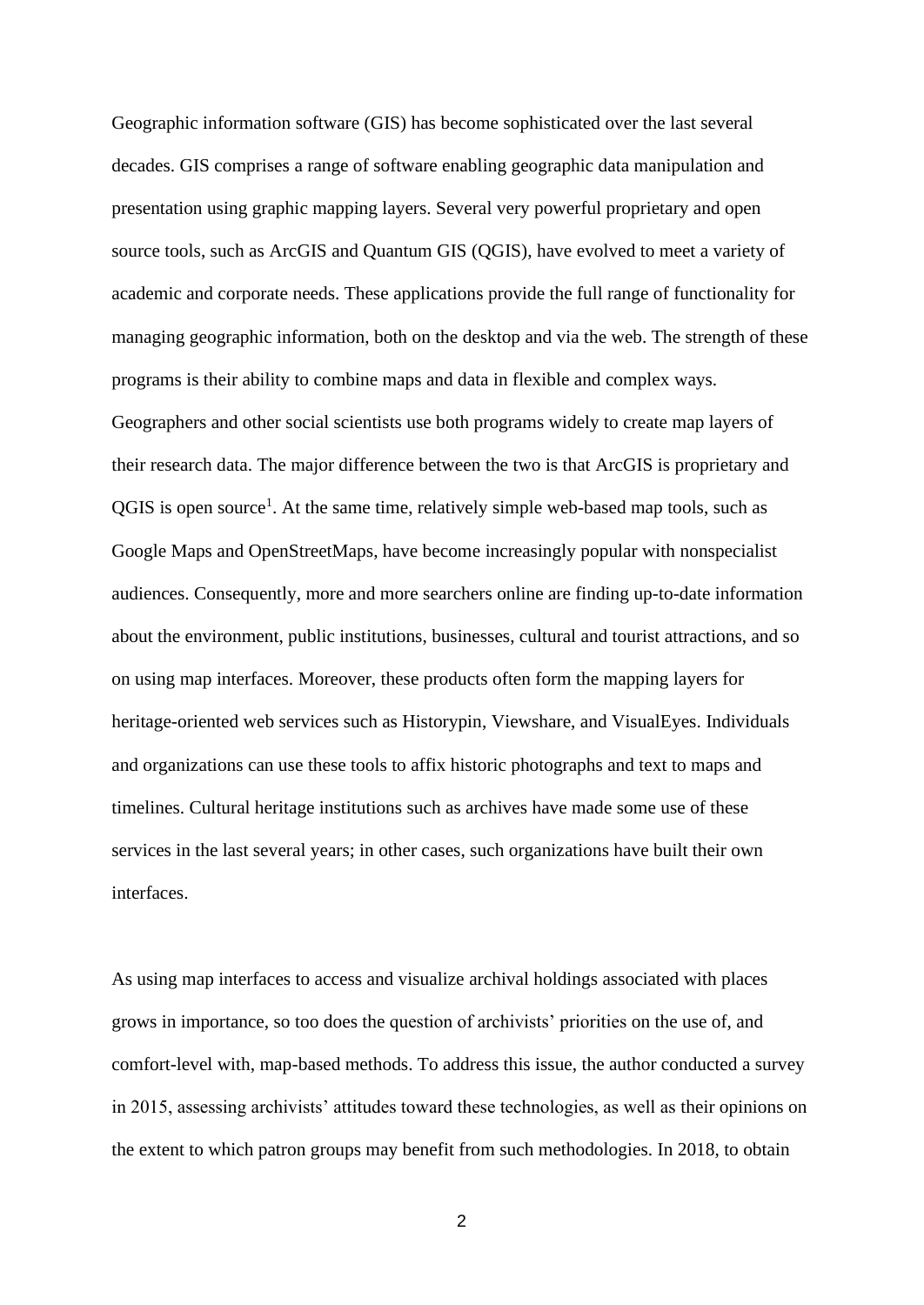Geographic information software (GIS) has become sophisticated over the last several decades. GIS comprises a range of software enabling geographic data manipulation and presentation using graphic mapping layers. Several very powerful proprietary and open source tools, such as ArcGIS and Quantum GIS (QGIS), have evolved to meet a variety of academic and corporate needs. These applications provide the full range of functionality for managing geographic information, both on the desktop and via the web. The strength of these programs is their ability to combine maps and data in flexible and complex ways. Geographers and other social scientists use both programs widely to create map layers of their research data. The major difference between the two is that ArcGIS is proprietary and QGIS is open source[1]. At the same time, relatively simple web-based map tools, such as Google Maps and OpenStreetMaps, have become increasingly popular with nonspecialist audiences. Consequently, more and more searchers online are finding up-to-date information about the environment, public institutions, businesses, cultural and tourist attractions, and so on using map interfaces. Moreover, these products often form the mapping layers for heritage-oriented web services such as Historypin, Viewshare, and VisualEyes. Individuals and organizations can use these tools to affix historic photographs and text to maps and timelines. Cultural heritage institutions such as archives have made some use of these services in the last several years; in other cases, such organizations have built their own interfaces.

As using map interfaces to access and visualize archival holdings associated with places grows in importance, so too does the question of archivists' priorities on the use of, and comfort-level with, map-based methods. To address this issue, the author conducted a survey in 2015, assessing archivists' attitudes toward these technologies, as well as their opinions on the extent to which patron groups may benefit from such methodologies. In 2018, to obtain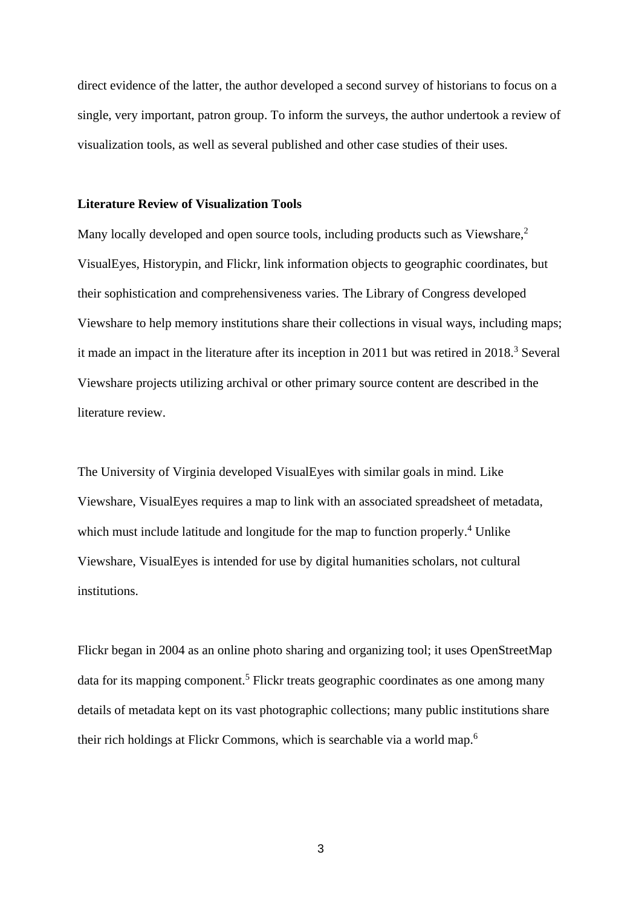direct evidence of the latter, the author developed a second survey of historians to focus on a single, very important, patron group. To inform the surveys, the author undertook a review of visualization tools, as well as several published and other case studies of their uses.

## Literature Review of Visualization Tools

Many locally developed and open source tools, including products such as Viewshare,[2] VisualEyes, Historypin, and Flickr, link information objects to geographic coordinates, but their sophistication and comprehensiveness varies. The Library of Congress developed Viewshare to help memory institutions share their collections in visual ways, including maps; it made an impact in the literature after its inception in 2011 but was retired in 2018.[3] Several Viewshare projects utilizing archival or other primary source content are described in the literature review.

The University of Virginia developed VisualEyes with similar goals in mind. Like Viewshare, VisualEyes requires a map to link with an associated spreadsheet of metadata, which must include latitude and longitude for the map to function properly.[4] Unlike Viewshare, VisualEyes is intended for use by digital humanities scholars, not cultural institutions.

Flickr began in 2004 as an online photo sharing and organizing tool; it uses OpenStreetMap data for its mapping component.[5] Flickr treats geographic coordinates as one among many details of metadata kept on its vast photographic collections; many public institutions share their rich holdings at Flickr Commons, which is searchable via a world map.[6]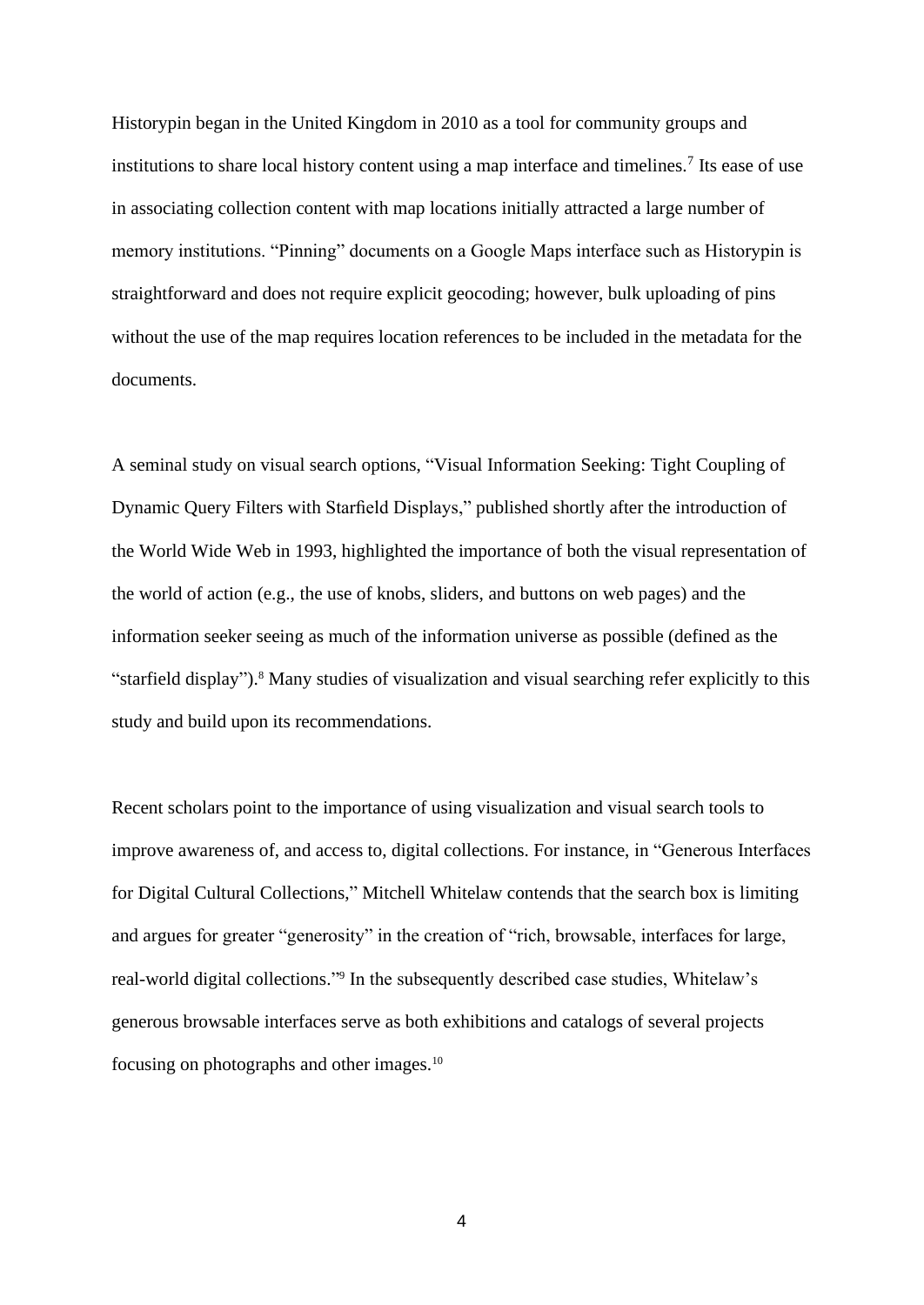Historypin began in the United Kingdom in 2010 as a tool for community groups and institutions to share local history content using a map interface and timelines.[7] Its ease of use in associating collection content with map locations initially attracted a large number of memory institutions. "Pinning" documents on a Google Maps interface such as Historypin is straightforward and does not require explicit geocoding; however, bulk uploading of pins without the use of the map requires location references to be included in the metadata for the documents.

A seminal study on visual search options, "Visual Information Seeking: Tight Coupling of Dynamic Query Filters with Starfield Displays," published shortly after the introduction of the World Wide Web in 1993, highlighted the importance of both the visual representation of the world of action (e.g., the use of knobs, sliders, and buttons on web pages) and the information seeker seeing as much of the information universe as possible (defined as the "starfield display").[8] Many studies of visualization and visual searching refer explicitly to this study and build upon its recommendations.

Recent scholars point to the importance of using visualization and visual search tools to improve awareness of, and access to, digital collections. For instance, in "Generous Interfaces for Digital Cultural Collections," Mitchell Whitelaw contends that the search box is limiting and argues for greater "generosity" in the creation of "rich, browsable, interfaces for large, real-world digital collections."[9] In the subsequently described case studies, Whitelaw's generous browsable interfaces serve as both exhibitions and catalogs of several projects focusing on photographs and other images.[10]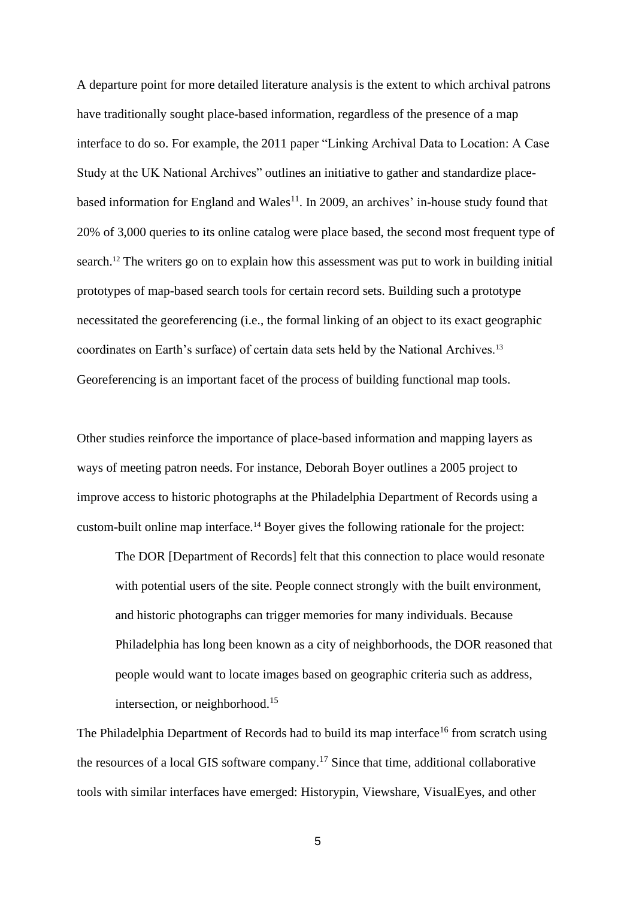A departure point for more detailed literature analysis is the extent to which archival patrons have traditionally sought place-based information, regardless of the presence of a map interface to do so. For example, the 2011 paper "Linking Archival Data to Location: A Case Study at the UK National Archives" outlines an initiative to gather and standardize place-based information for England and Wales[11]. In 2009, an archives' in-house study found that 20% of 3,000 queries to its online catalog were place based, the second most frequent type of search.[12] The writers go on to explain how this assessment was put to work in building initial prototypes of map-based search tools for certain record sets. Building such a prototype necessitated the georeferencing (i.e., the formal linking of an object to its exact geographic coordinates on Earth's surface) of certain data sets held by the National Archives.[13] Georeferencing is an important facet of the process of building functional map tools.

Other studies reinforce the importance of place-based information and mapping layers as ways of meeting patron needs. For instance, Deborah Boyer outlines a 2005 project to improve access to historic photographs at the Philadelphia Department of Records using a custom-built online map interface.[14] Boyer gives the following rationale for the project:

> The DOR [Department of Records] felt that this connection to place would resonate with potential users of the site. People connect strongly with the built environment, and historic photographs can trigger memories for many individuals. Because Philadelphia has long been known as a city of neighborhoods, the DOR reasoned that people would want to locate images based on geographic criteria such as address, intersection, or neighborhood.[15]

The Philadelphia Department of Records had to build its map interface[16] from scratch using the resources of a local GIS software company.[17] Since that time, additional collaborative tools with similar interfaces have emerged: Historypin, Viewshare, VisualEyes, and other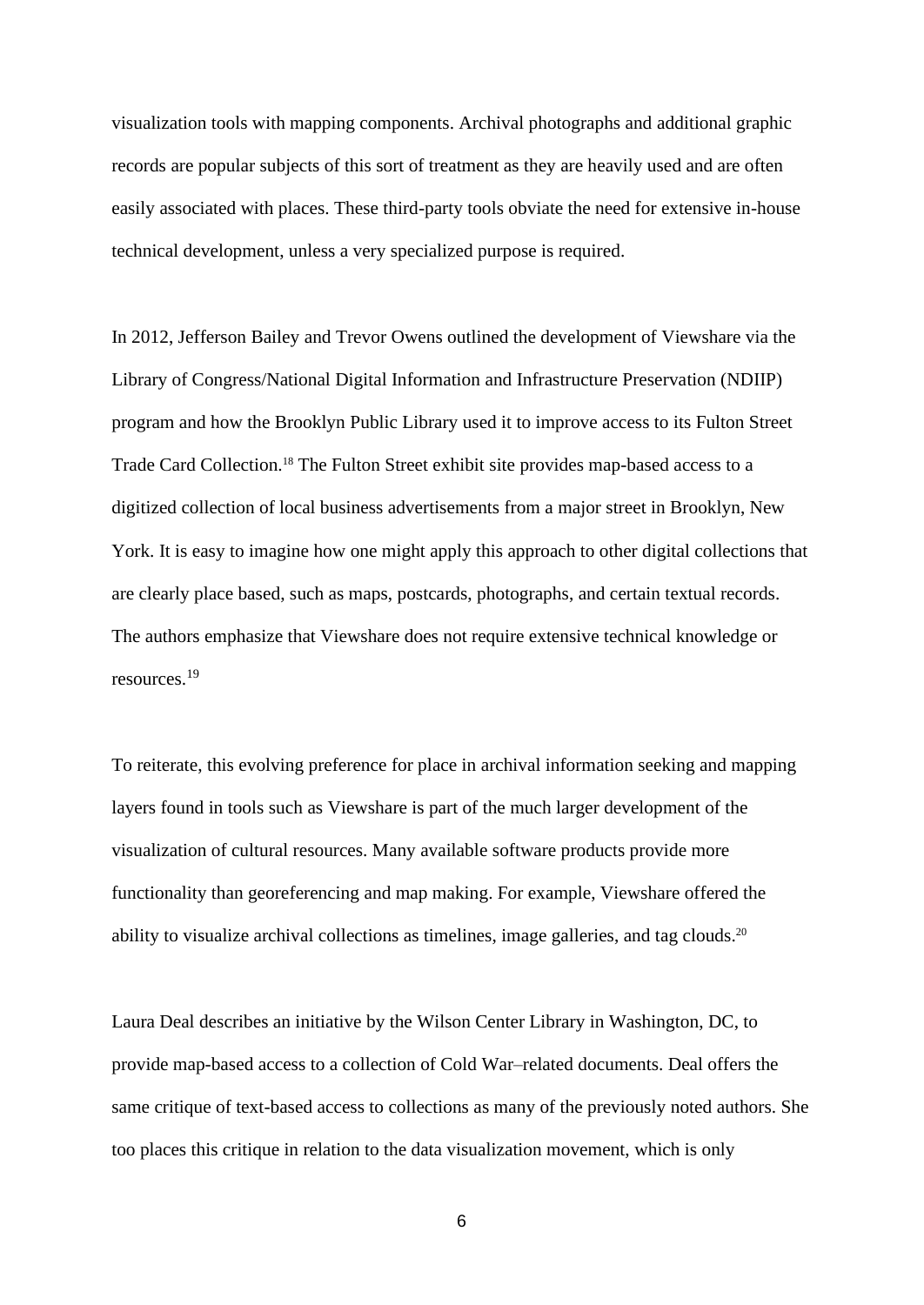visualization tools with mapping components. Archival photographs and additional graphic records are popular subjects of this sort of treatment as they are heavily used and are often easily associated with places. These third-party tools obviate the need for extensive in-house technical development, unless a very specialized purpose is required.

In 2012, Jefferson Bailey and Trevor Owens outlined the development of Viewshare via the Library of Congress/National Digital Information and Infrastructure Preservation (NDIIP) program and how the Brooklyn Public Library used it to improve access to its Fulton Street Trade Card Collection.[18] The Fulton Street exhibit site provides map-based access to a digitized collection of local business advertisements from a major street in Brooklyn, New York. It is easy to imagine how one might apply this approach to other digital collections that are clearly place based, such as maps, postcards, photographs, and certain textual records. The authors emphasize that Viewshare does not require extensive technical knowledge or resources.[19]

To reiterate, this evolving preference for place in archival information seeking and mapping layers found in tools such as Viewshare is part of the much larger development of the visualization of cultural resources. Many available software products provide more functionality than georeferencing and map making. For example, Viewshare offered the ability to visualize archival collections as timelines, image galleries, and tag clouds.[20]

Laura Deal describes an initiative by the Wilson Center Library in Washington, DC, to provide map-based access to a collection of Cold War–related documents. Deal offers the same critique of text-based access to collections as many of the previously noted authors. She too places this critique in relation to the data visualization movement, which is only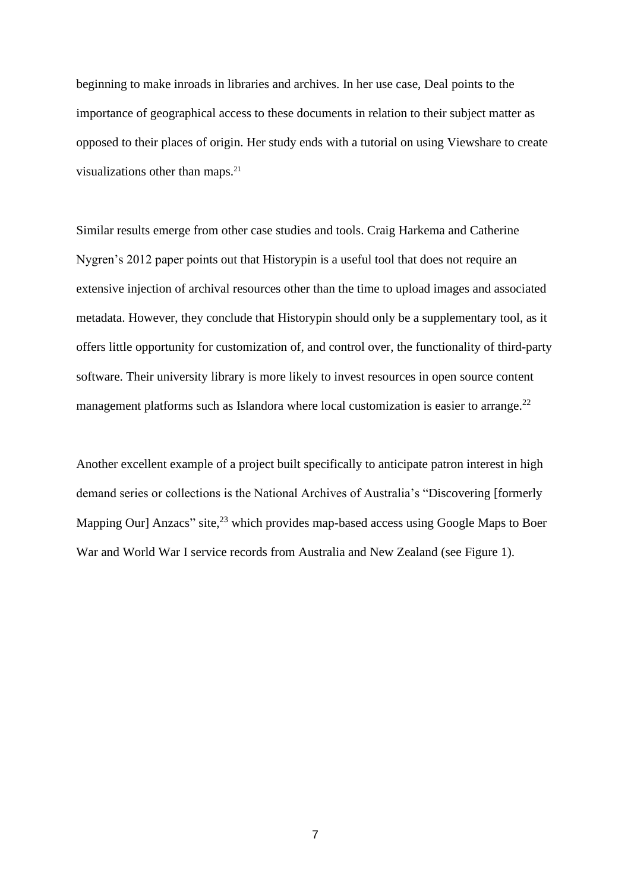beginning to make inroads in libraries and archives. In her use case, Deal points to the importance of geographical access to these documents in relation to their subject matter as opposed to their places of origin. Her study ends with a tutorial on using Viewshare to create visualizations other than maps.[21]

Similar results emerge from other case studies and tools. Craig Harkema and Catherine Nygren's 2012 paper points out that Historypin is a useful tool that does not require an extensive injection of archival resources other than the time to upload images and associated metadata. However, they conclude that Historypin should only be a supplementary tool, as it offers little opportunity for customization of, and control over, the functionality of third-party software. Their university library is more likely to invest resources in open source content management platforms such as Islandora where local customization is easier to arrange.[22]

Another excellent example of a project built specifically to anticipate patron interest in high demand series or collections is the National Archives of Australia's "Discovering [formerly Mapping Our] Anzacs" site,[23] which provides map-based access using Google Maps to Boer War and World War I service records from Australia and New Zealand (see Figure 1).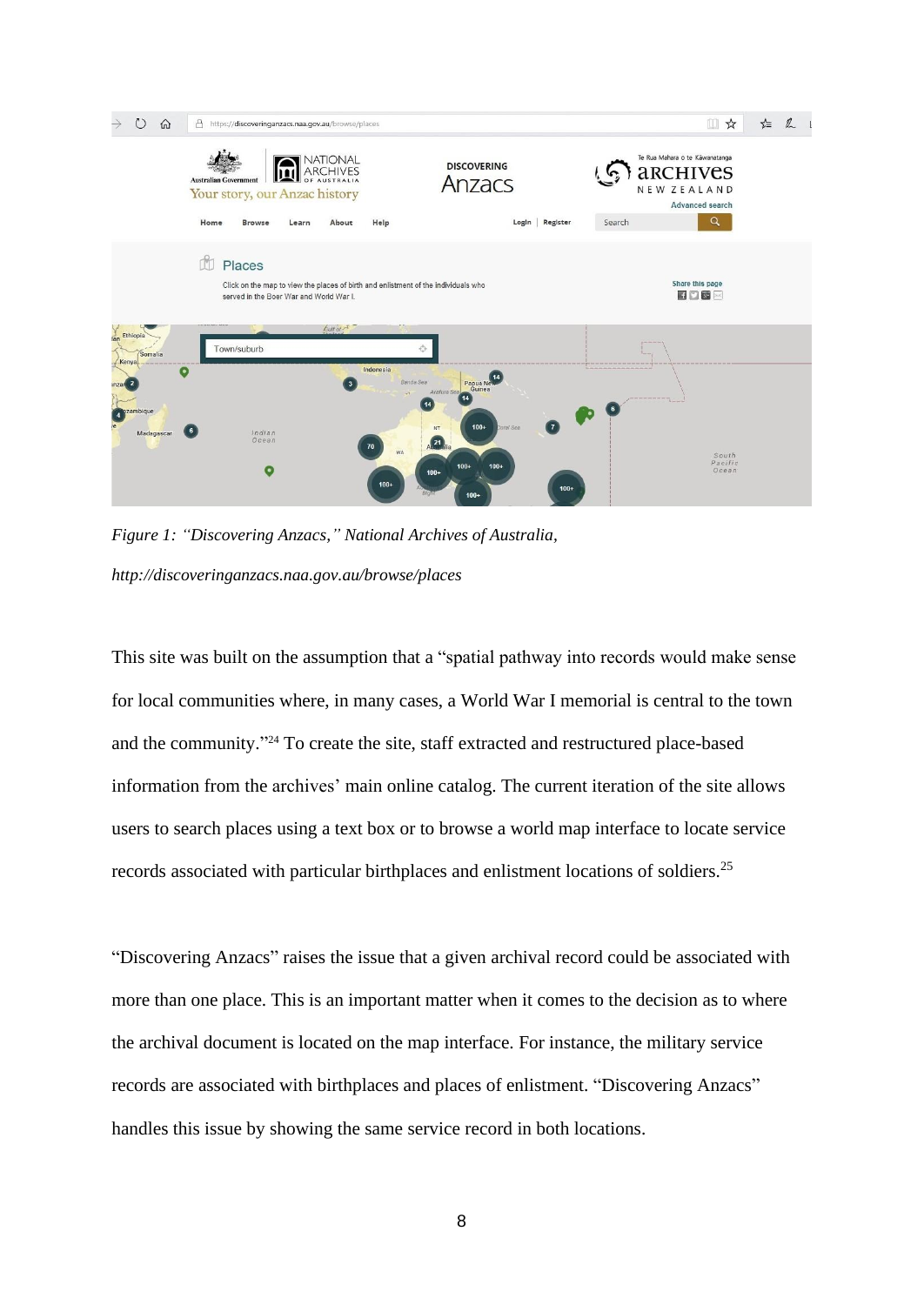*Figure 1: "Discovering Anzacs," National Archives of Australia, http://discoveringanzacs.naa.gov.au/browse/places*

This site was built on the assumption that a "spatial pathway into records would make sense for local communities where, in many cases, a World War I memorial is central to the town and the community."[24] To create the site, staff extracted and restructured place-based information from the archives' main online catalog. The current iteration of the site allows users to search places using a text box or to browse a world map interface to locate service records associated with particular birthplaces and enlistment locations of soldiers.[25]

"Discovering Anzacs" raises the issue that a given archival record could be associated with more than one place. This is an important matter when it comes to the decision as to where the archival document is located on the map interface. For instance, the military service records are associated with birthplaces and places of enlistment. "Discovering Anzacs" handles this issue by showing the same service record in both locations.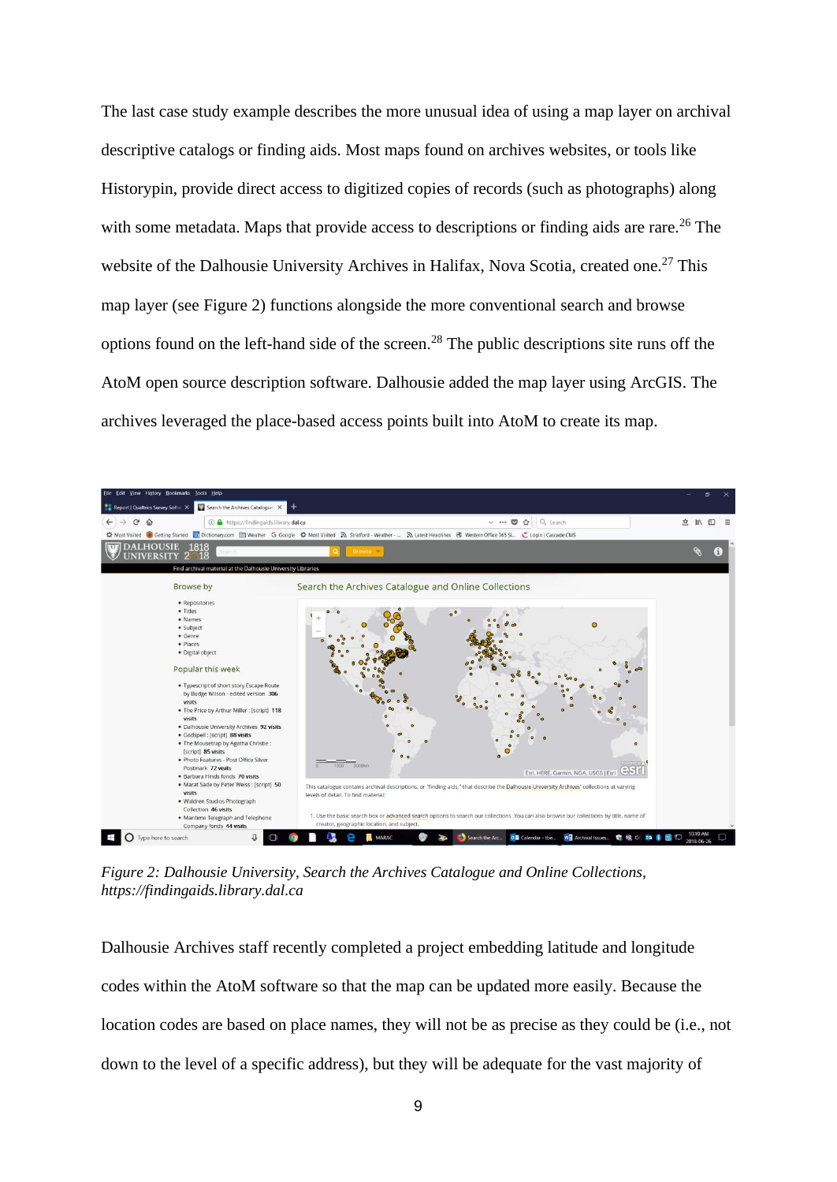The last case study example describes the more unusual idea of using a map layer on archival descriptive catalogs or finding aids. Most maps found on archives websites, or tools like Historypin, provide direct access to digitized copies of records (such as photographs) along with some metadata. Maps that provide access to descriptions or finding aids are rare.[26] The website of the Dalhousie University Archives in Halifax, Nova Scotia, created one.[27] This map layer (see Figure 2) functions alongside the more conventional search and browse options found on the left-hand side of the screen.[28] The public descriptions site runs off the AtoM open source description software. Dalhousie added the map layer using ArcGIS. The archives leveraged the place-based access points built into AtoM to create its map.

*Figure 2: Dalhousie University, Search the Archives Catalogue and Online Collections, https://findingaids.library.dal.ca*

Dalhousie Archives staff recently completed a project embedding latitude and longitude codes within the AtoM software so that the map can be updated more easily. Because the location codes are based on place names, they will not be as precise as they could be (i.e., not down to the level of a specific address), but they will be adequate for the vast majority of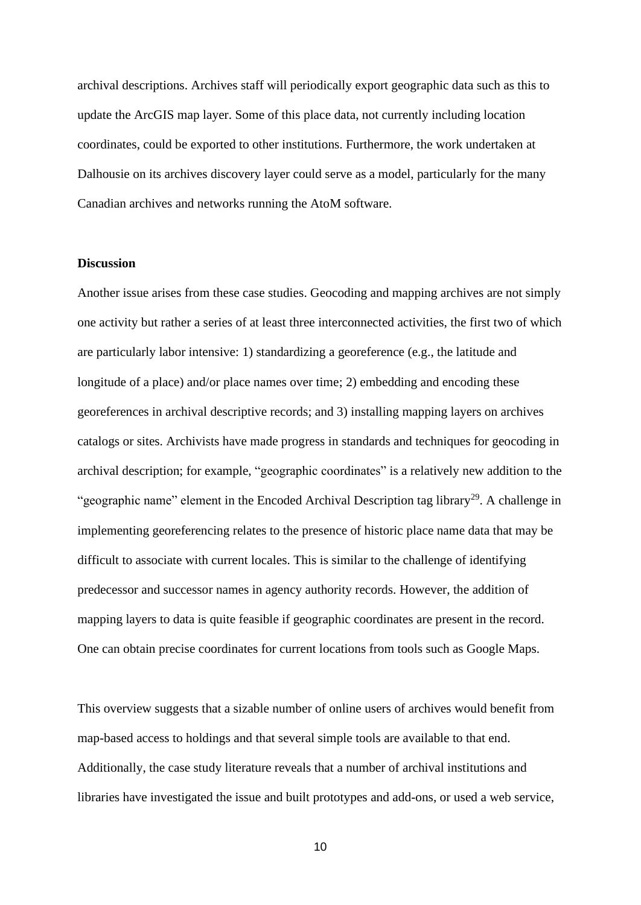archival descriptions. Archives staff will periodically export geographic data such as this to update the ArcGIS map layer. Some of this place data, not currently including location coordinates, could be exported to other institutions. Furthermore, the work undertaken at Dalhousie on its archives discovery layer could serve as a model, particularly for the many Canadian archives and networks running the AtoM software.

**Discussion**

Another issue arises from these case studies. Geocoding and mapping archives are not simply one activity but rather a series of at least three interconnected activities, the first two of which are particularly labor intensive: 1) standardizing a georeference (e.g., the latitude and longitude of a place) and/or place names over time; 2) embedding and encoding these georeferences in archival descriptive records; and 3) installing mapping layers on archives catalogs or sites. Archivists have made progress in standards and techniques for geocoding in archival description; for example, "geographic coordinates" is a relatively new addition to the "geographic name" element in the Encoded Archival Description tag library[29]. A challenge in implementing georeferencing relates to the presence of historic place name data that may be difficult to associate with current locales. This is similar to the challenge of identifying predecessor and successor names in agency authority records. However, the addition of mapping layers to data is quite feasible if geographic coordinates are present in the record. One can obtain precise coordinates for current locations from tools such as Google Maps.

This overview suggests that a sizable number of online users of archives would benefit from map-based access to holdings and that several simple tools are available to that end. Additionally, the case study literature reveals that a number of archival institutions and libraries have investigated the issue and built prototypes and add-ons, or used a web service,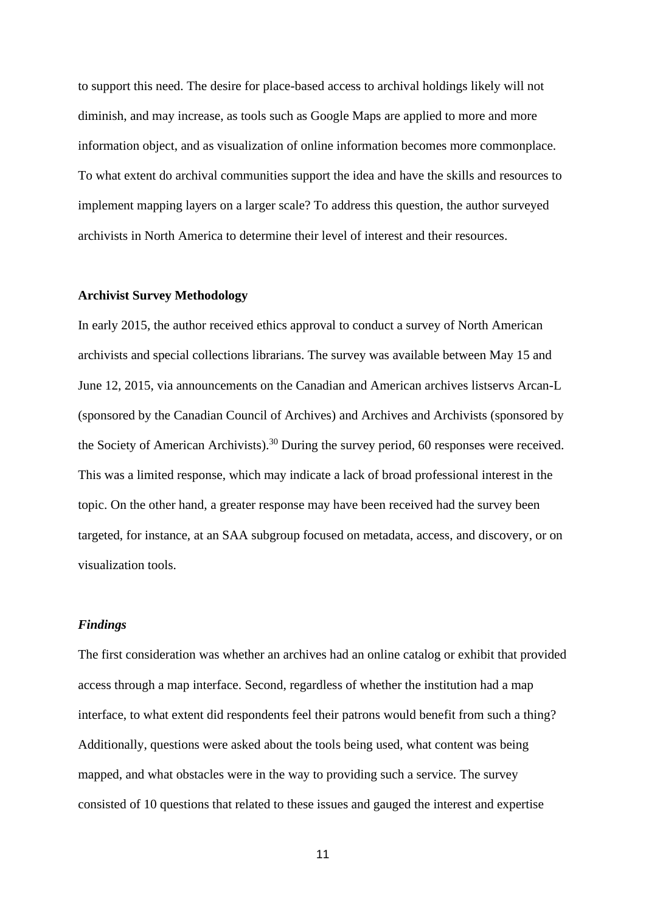to support this need. The desire for place-based access to archival holdings likely will not diminish, and may increase, as tools such as Google Maps are applied to more and more information object, and as visualization of online information becomes more commonplace. To what extent do archival communities support the idea and have the skills and resources to implement mapping layers on a larger scale? To address this question, the author surveyed archivists in North America to determine their level of interest and their resources.

**Archivist Survey Methodology**

In early 2015, the author received ethics approval to conduct a survey of North American archivists and special collections librarians. The survey was available between May 15 and June 12, 2015, via announcements on the Canadian and American archives listservs Arcan-L (sponsored by the Canadian Council of Archives) and Archives and Archivists (sponsored by the Society of American Archivists).[30] During the survey period, 60 responses were received. This was a limited response, which may indicate a lack of broad professional interest in the topic. On the other hand, a greater response may have been received had the survey been targeted, for instance, at an SAA subgroup focused on metadata, access, and discovery, or on visualization tools.

***Findings***

The first consideration was whether an archives had an online catalog or exhibit that provided access through a map interface. Second, regardless of whether the institution had a map interface, to what extent did respondents feel their patrons would benefit from such a thing? Additionally, questions were asked about the tools being used, what content was being mapped, and what obstacles were in the way to providing such a service. The survey consisted of 10 questions that related to these issues and gauged the interest and expertise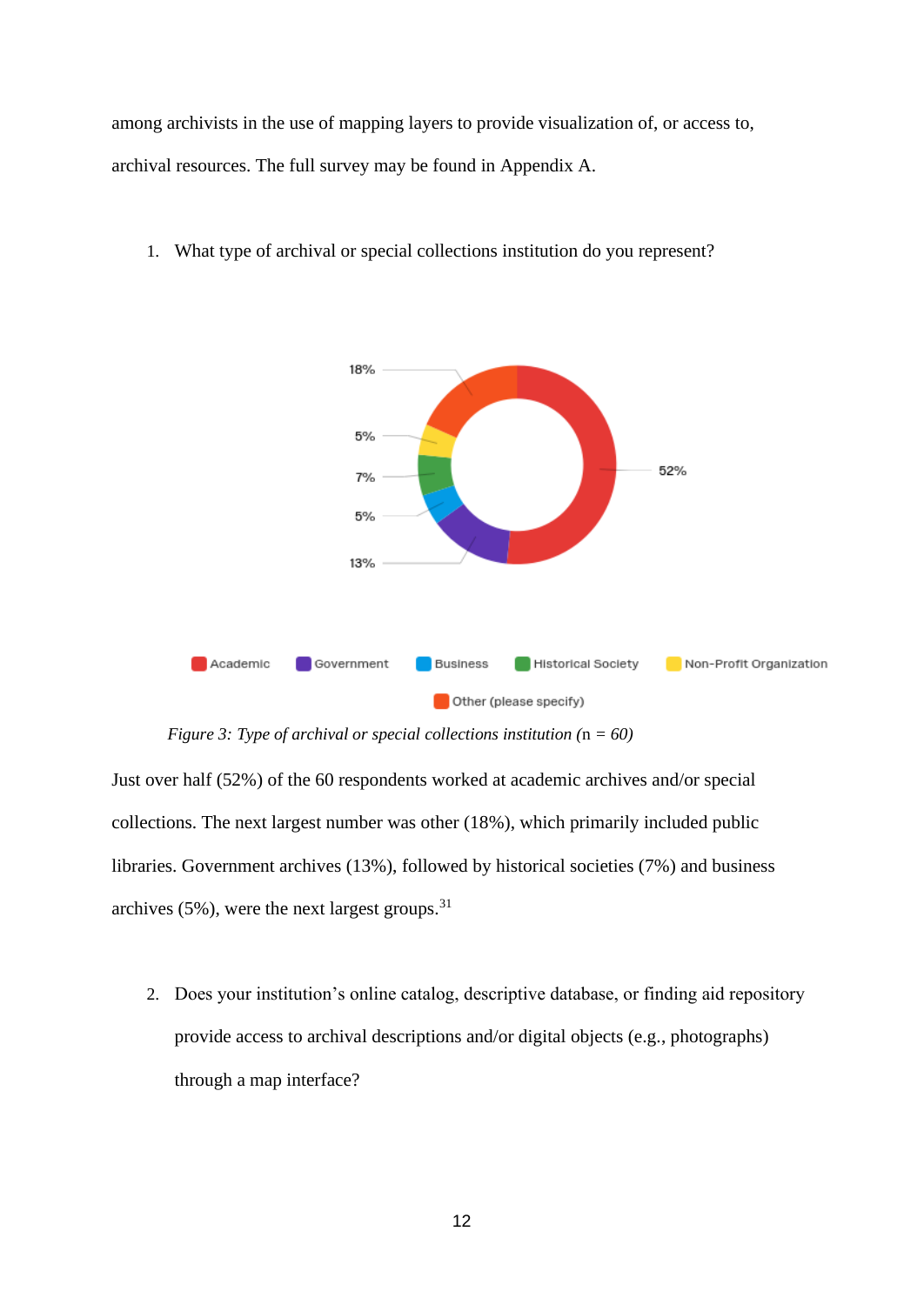among archivists in the use of mapping layers to provide visualization of, or access to, archival resources. The full survey may be found in Appendix A.

1. What type of archival or special collections institution do you represent?

*Figure 3: Type of archival or special collections institution (*n *= 60)*

Just over half (52%) of the 60 respondents worked at academic archives and/or special collections. The next largest number was other (18%), which primarily included public libraries. Government archives (13%), followed by historical societies (7%) and business archives (5%), were the next largest groups.[31]

2. Does your institution's online catalog, descriptive database, or finding aid repository provide access to archival descriptions and/or digital objects (e.g., photographs) through a map interface?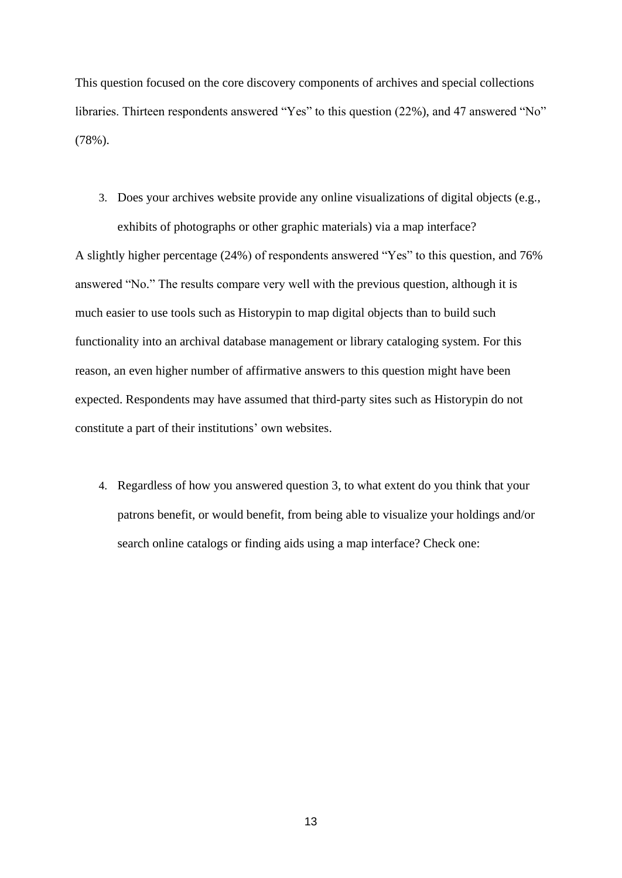This question focused on the core discovery components of archives and special collections libraries. Thirteen respondents answered "Yes" to this question (22%), and 47 answered "No" (78%).

3. Does your archives website provide any online visualizations of digital objects (e.g., exhibits of photographs or other graphic materials) via a map interface?

A slightly higher percentage (24%) of respondents answered "Yes" to this question, and 76% answered "No." The results compare very well with the previous question, although it is much easier to use tools such as Historypin to map digital objects than to build such functionality into an archival database management or library cataloging system. For this reason, an even higher number of affirmative answers to this question might have been expected. Respondents may have assumed that third-party sites such as Historypin do not constitute a part of their institutions' own websites.

4. Regardless of how you answered question 3, to what extent do you think that your patrons benefit, or would benefit, from being able to visualize your holdings and/or search online catalogs or finding aids using a map interface? Check one: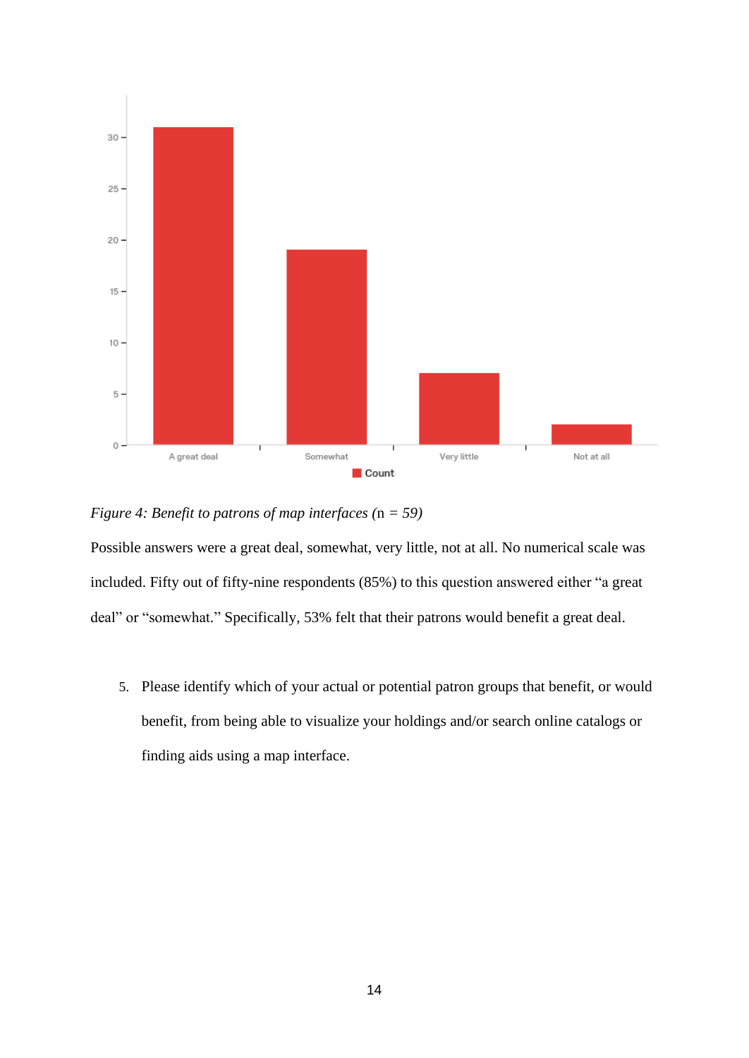*Figure 4: Benefit to patrons of map interfaces (*n *= 59)*

Possible answers were a great deal, somewhat, very little, not at all. No numerical scale was included. Fifty out of fifty-nine respondents (85%) to this question answered either "a great deal" or "somewhat." Specifically, 53% felt that their patrons would benefit a great deal.

5. Please identify which of your actual or potential patron groups that benefit, or would benefit, from being able to visualize your holdings and/or search online catalogs or finding aids using a map interface.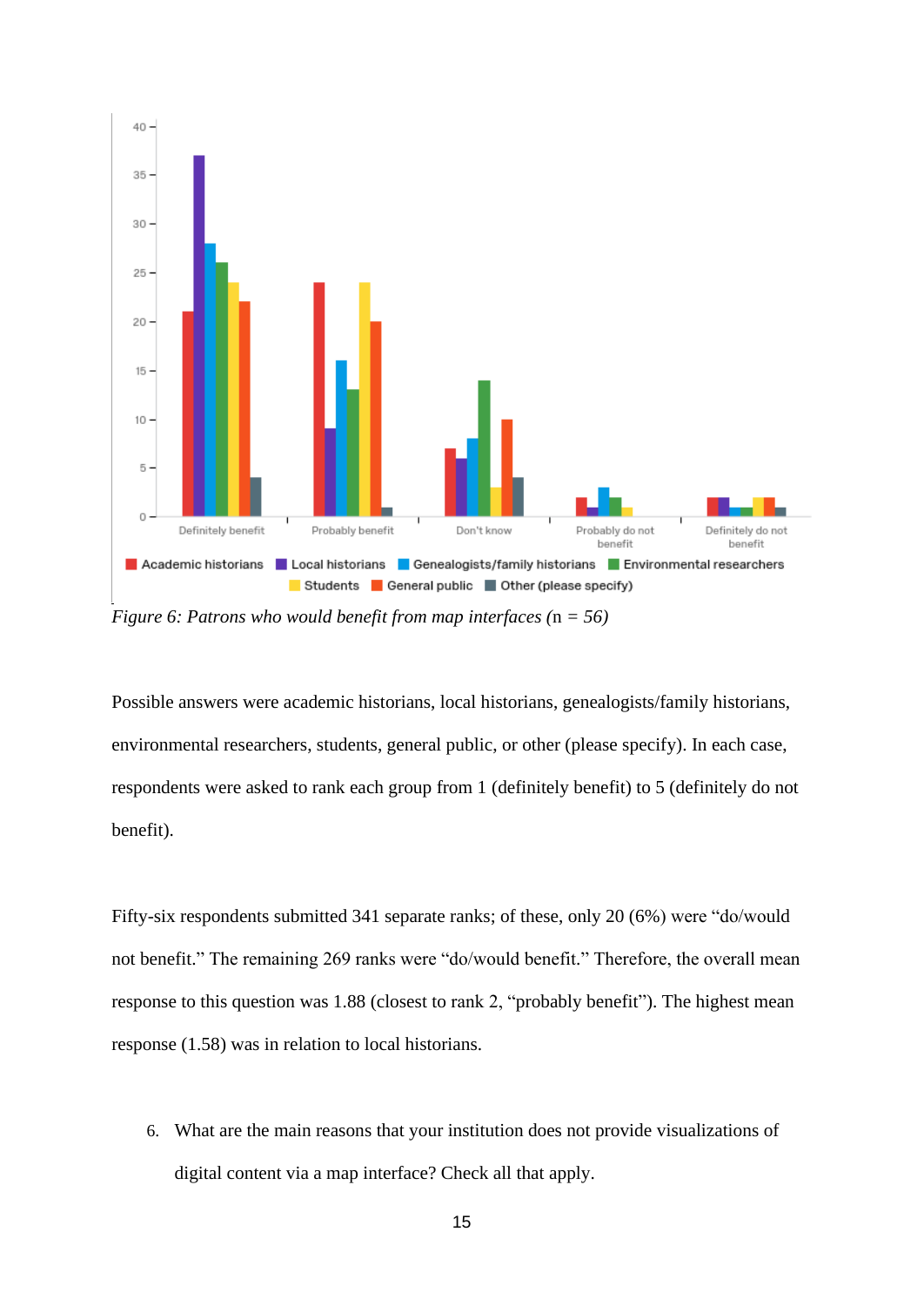*Figure 6: Patrons who would benefit from map interfaces (*n *= 56)*

Possible answers were academic historians, local historians, genealogists/family historians, environmental researchers, students, general public, or other (please specify). In each case, respondents were asked to rank each group from 1 (definitely benefit) to 5 (definitely do not benefit).

Fifty-six respondents submitted 341 separate ranks; of these, only 20 (6%) were "do/would not benefit." The remaining 269 ranks were "do/would benefit." Therefore, the overall mean response to this question was 1.88 (closest to rank 2, "probably benefit"). The highest mean response (1.58) was in relation to local historians.

6. What are the main reasons that your institution does not provide visualizations of digital content via a map interface? Check all that apply.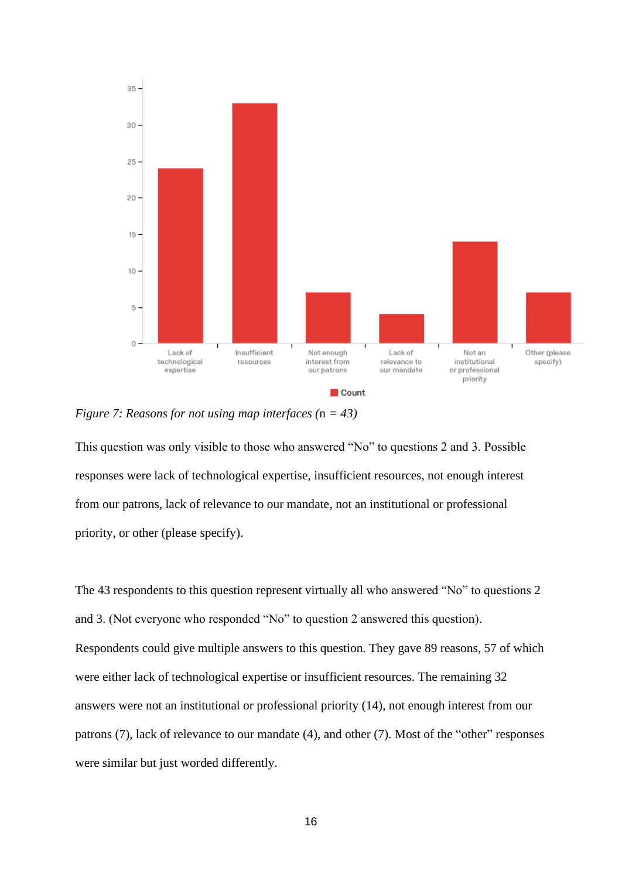*Figure 7: Reasons for not using map interfaces (*n *= 43)*

This question was only visible to those who answered “No” to questions 2 and 3. Possible responses were lack of technological expertise, insufficient resources, not enough interest from our patrons, lack of relevance to our mandate, not an institutional or professional priority, or other (please specify).

The 43 respondents to this question represent virtually all who answered “No” to questions 2 and 3. (Not everyone who responded “No” to question 2 answered this question). Respondents could give multiple answers to this question. They gave 89 reasons, 57 of which were either lack of technological expertise or insufficient resources. The remaining 32 answers were not an institutional or professional priority (14), not enough interest from our patrons (7), lack of relevance to our mandate (4), and other (7). Most of the “other” responses were similar but just worded differently.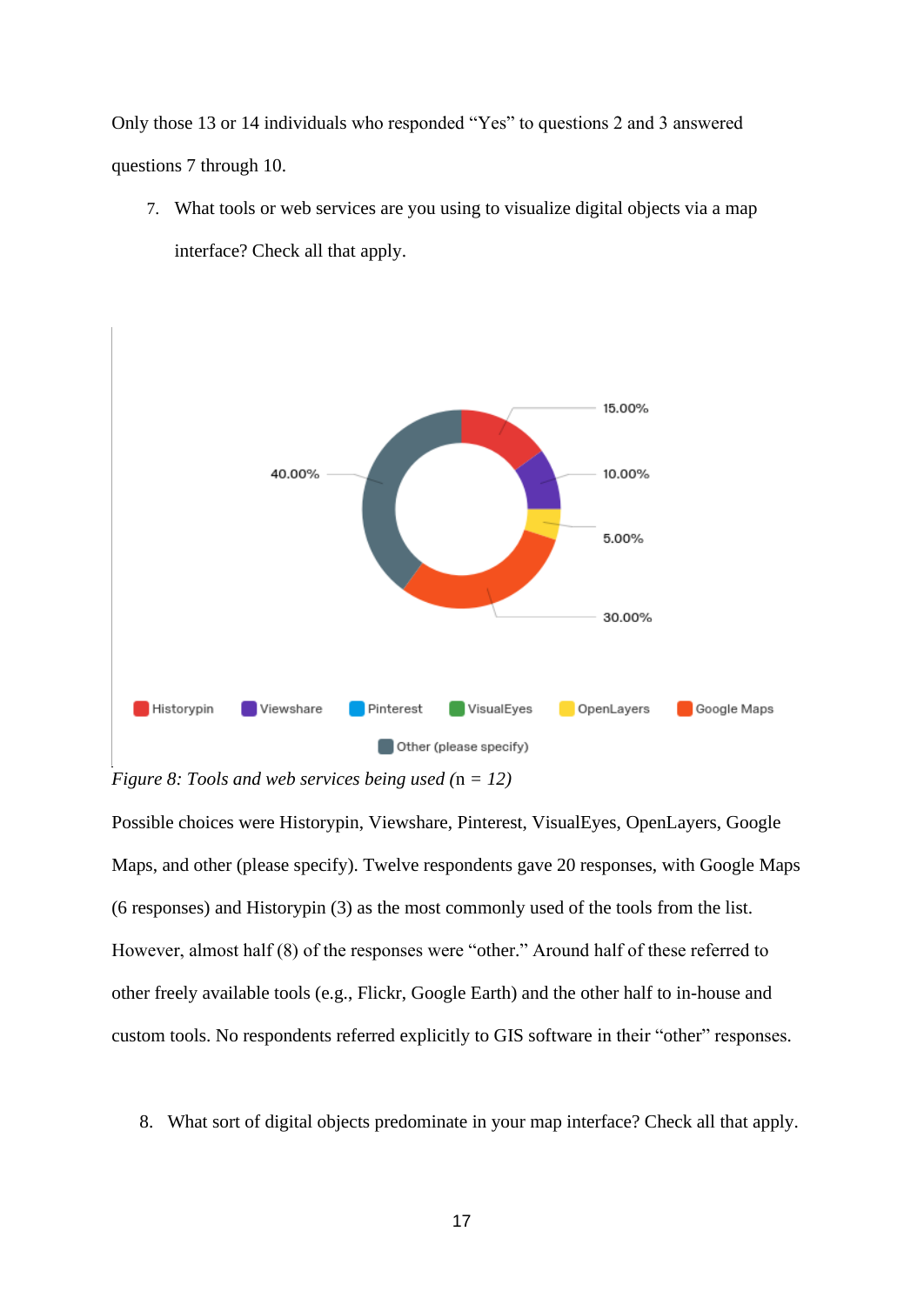Only those 13 or 14 individuals who responded "Yes" to questions 2 and 3 answered questions 7 through 10.

7. What tools or web services are you using to visualize digital objects via a map interface? Check all that apply.

*Figure 8: Tools and web services being used (*n *= 12)*

Possible choices were Historypin, Viewshare, Pinterest, VisualEyes, OpenLayers, Google Maps, and other (please specify). Twelve respondents gave 20 responses, with Google Maps (6 responses) and Historypin (3) as the most commonly used of the tools from the list. However, almost half (8) of the responses were "other." Around half of these referred to other freely available tools (e.g., Flickr, Google Earth) and the other half to in-house and custom tools. No respondents referred explicitly to GIS software in their "other" responses.

8. What sort of digital objects predominate in your map interface? Check all that apply.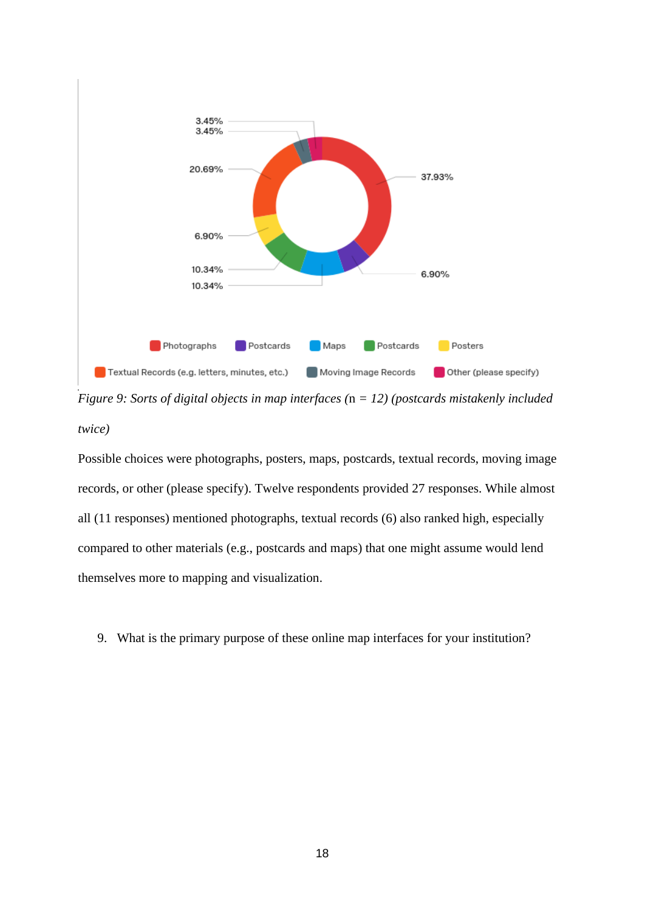*Figure 9: Sorts of digital objects in map interfaces (*n *= 12) (postcards mistakenly included twice)*

Possible choices were photographs, posters, maps, postcards, textual records, moving image records, or other (please specify). Twelve respondents provided 27 responses. While almost all (11 responses) mentioned photographs, textual records (6) also ranked high, especially compared to other materials (e.g., postcards and maps) that one might assume would lend themselves more to mapping and visualization.

9. What is the primary purpose of these online map interfaces for your institution?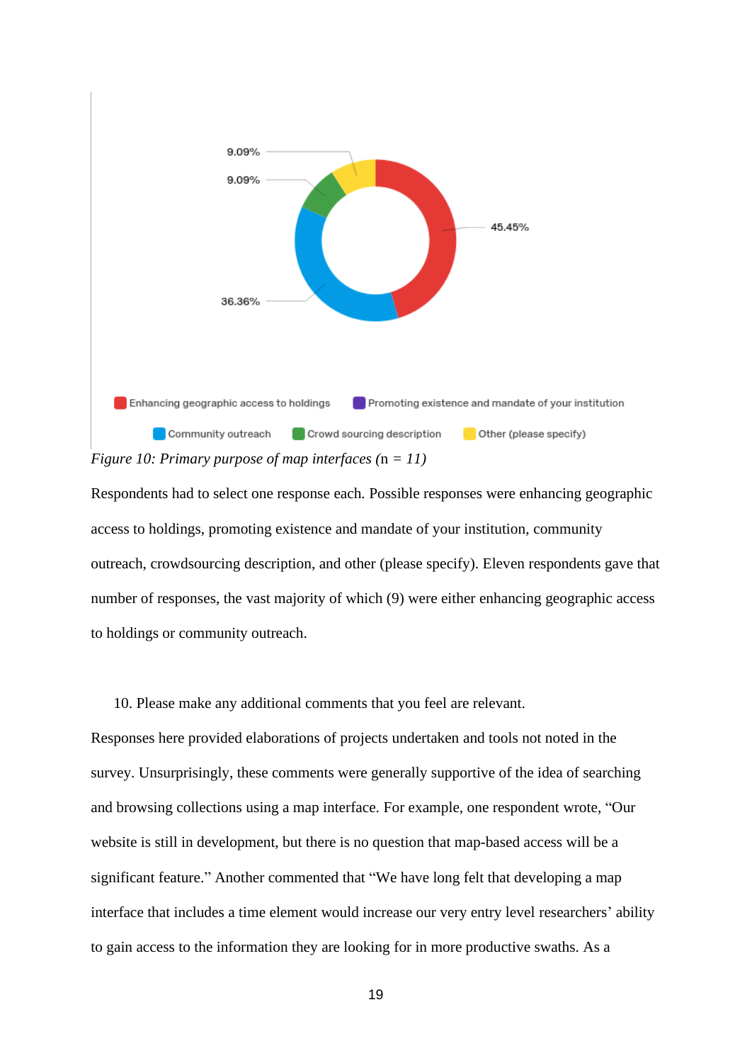*Figure 10: Primary purpose of map interfaces* (n = *11)*

Respondents had to select one response each. Possible responses were enhancing geographic access to holdings, promoting existence and mandate of your institution, community outreach, crowdsourcing description, and other (please specify). Eleven respondents gave that number of responses, the vast majority of which (9) were either enhancing geographic access to holdings or community outreach.

10. Please make any additional comments that you feel are relevant.

Responses here provided elaborations of projects undertaken and tools not noted in the survey. Unsurprisingly, these comments were generally supportive of the idea of searching and browsing collections using a map interface. For example, one respondent wrote, “Our website is still in development, but there is no question that map-based access will be a significant feature.” Another commented that “We have long felt that developing a map interface that includes a time element would increase our very entry level researchers’ ability to gain access to the information they are looking for in more productive swaths. As a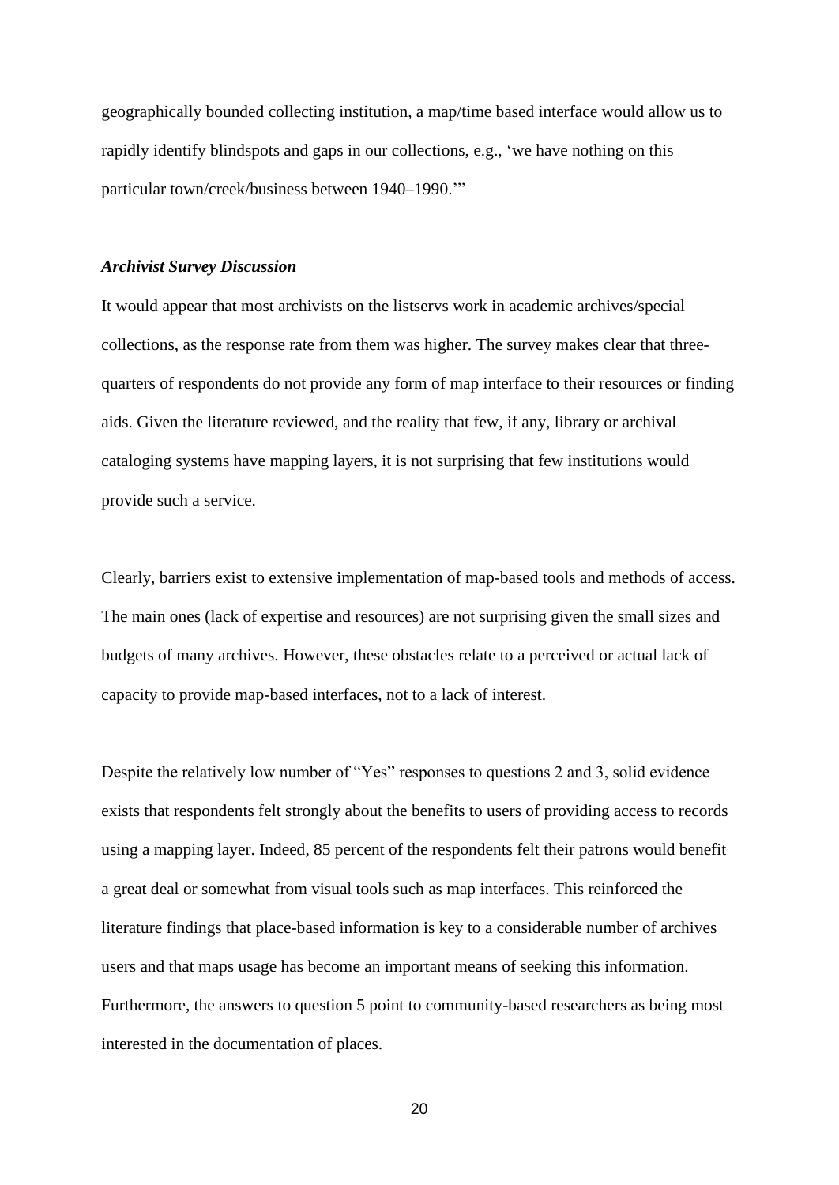geographically bounded collecting institution, a map/time based interface would allow us to rapidly identify blindspots and gaps in our collections, e.g., 'we have nothing on this particular town/creek/business between 1940–1990.'"

### *Archivist Survey Discussion*

It would appear that most archivists on the listservs work in academic archives/special collections, as the response rate from them was higher. The survey makes clear that three-quarters of respondents do not provide any form of map interface to their resources or finding aids. Given the literature reviewed, and the reality that few, if any, library or archival cataloging systems have mapping layers, it is not surprising that few institutions would provide such a service.

Clearly, barriers exist to extensive implementation of map-based tools and methods of access. The main ones (lack of expertise and resources) are not surprising given the small sizes and budgets of many archives. However, these obstacles relate to a perceived or actual lack of capacity to provide map-based interfaces, not to a lack of interest.

Despite the relatively low number of "Yes" responses to questions 2 and 3, solid evidence exists that respondents felt strongly about the benefits to users of providing access to records using a mapping layer. Indeed, 85 percent of the respondents felt their patrons would benefit a great deal or somewhat from visual tools such as map interfaces. This reinforced the literature findings that place-based information is key to a considerable number of archives users and that maps usage has become an important means of seeking this information. Furthermore, the answers to question 5 point to community-based researchers as being most interested in the documentation of places.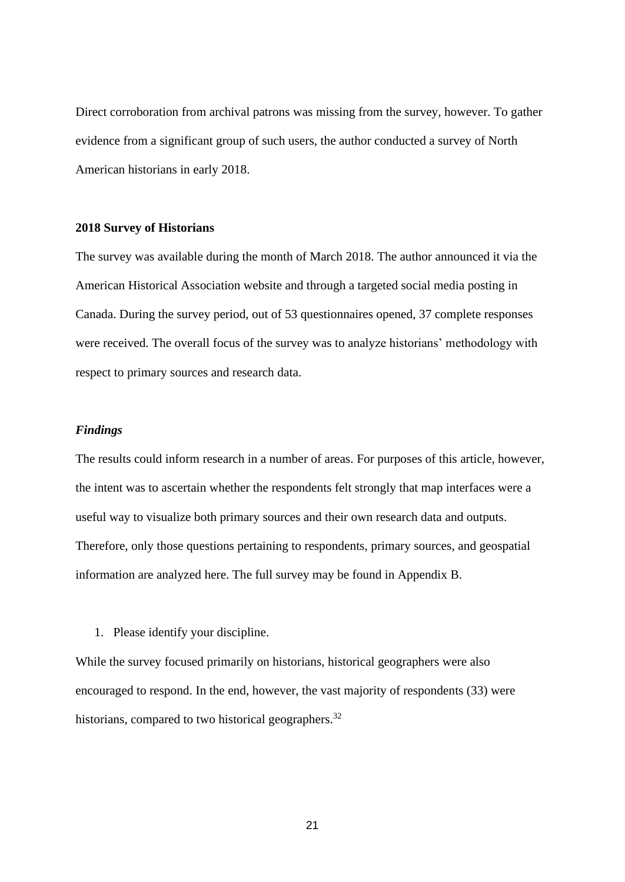Direct corroboration from archival patrons was missing from the survey, however. To gather evidence from a significant group of such users, the author conducted a survey of North American historians in early 2018.

### 2018 Survey of Historians

The survey was available during the month of March 2018. The author announced it via the American Historical Association website and through a targeted social media posting in Canada. During the survey period, out of 53 questionnaires opened, 37 complete responses were received. The overall focus of the survey was to analyze historians' methodology with respect to primary sources and research data.

#### *Findings*

The results could inform research in a number of areas. For purposes of this article, however, the intent was to ascertain whether the respondents felt strongly that map interfaces were a useful way to visualize both primary sources and their own research data and outputs. Therefore, only those questions pertaining to respondents, primary sources, and geospatial information are analyzed here. The full survey may be found in Appendix B.

1. Please identify your discipline.

While the survey focused primarily on historians, historical geographers were also encouraged to respond. In the end, however, the vast majority of respondents (33) were historians, compared to two historical geographers.[32]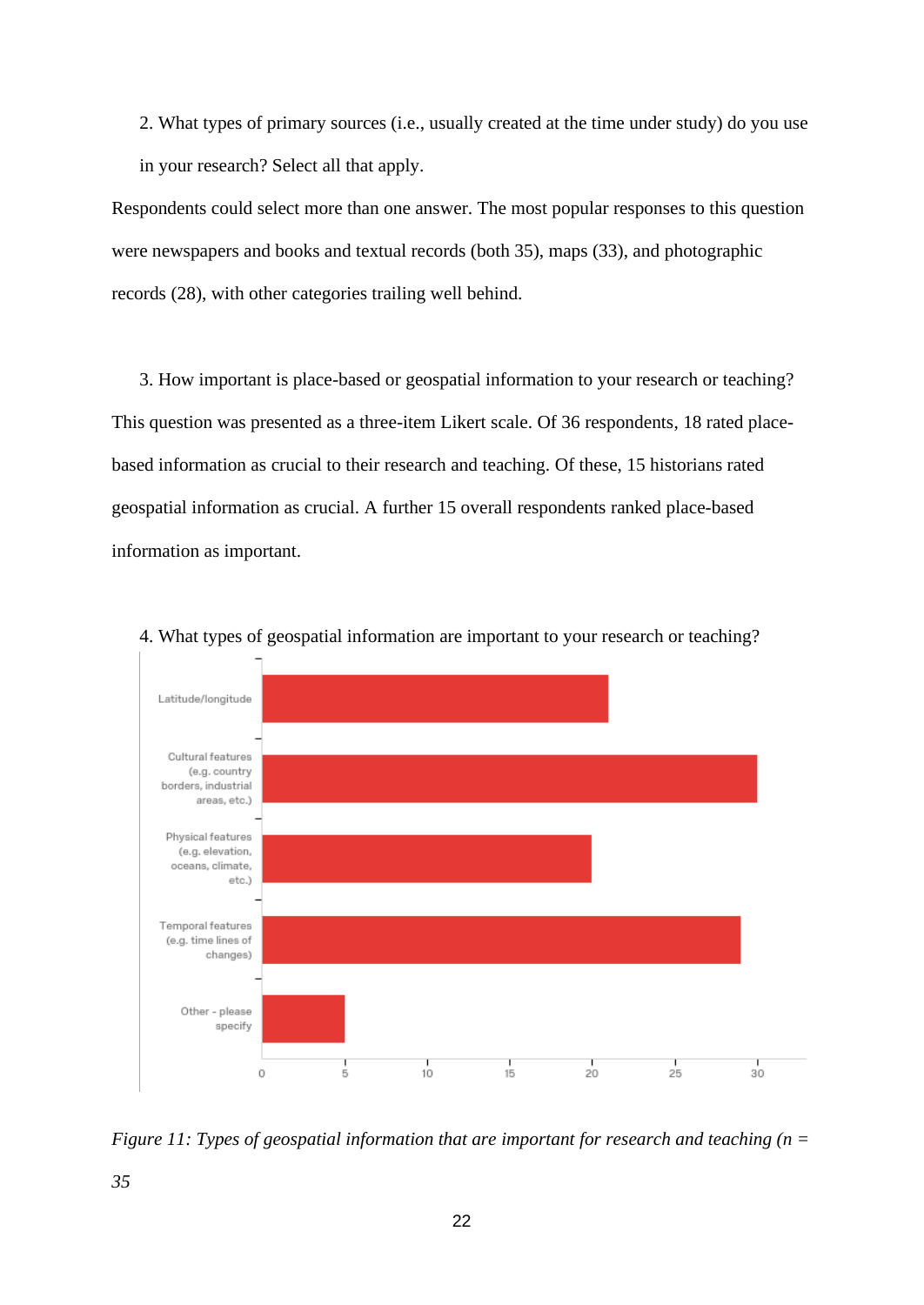2. What types of primary sources (i.e., usually created at the time under study) do you use in your research? Select all that apply.

Respondents could select more than one answer. The most popular responses to this question were newspapers and books and textual records (both 35), maps (33), and photographic records (28), with other categories trailing well behind.

3. How important is place-based or geospatial information to your research or teaching?

This question was presented as a three-item Likert scale. Of 36 respondents, 18 rated place-based information as crucial to their research and teaching. Of these, 15 historians rated geospatial information as crucial. A further 15 overall respondents ranked place-based information as important.

4. What types of geospatial information are important to your research or teaching?

*Figure 11: Types of geospatial information that are important for research and teaching (n = 35*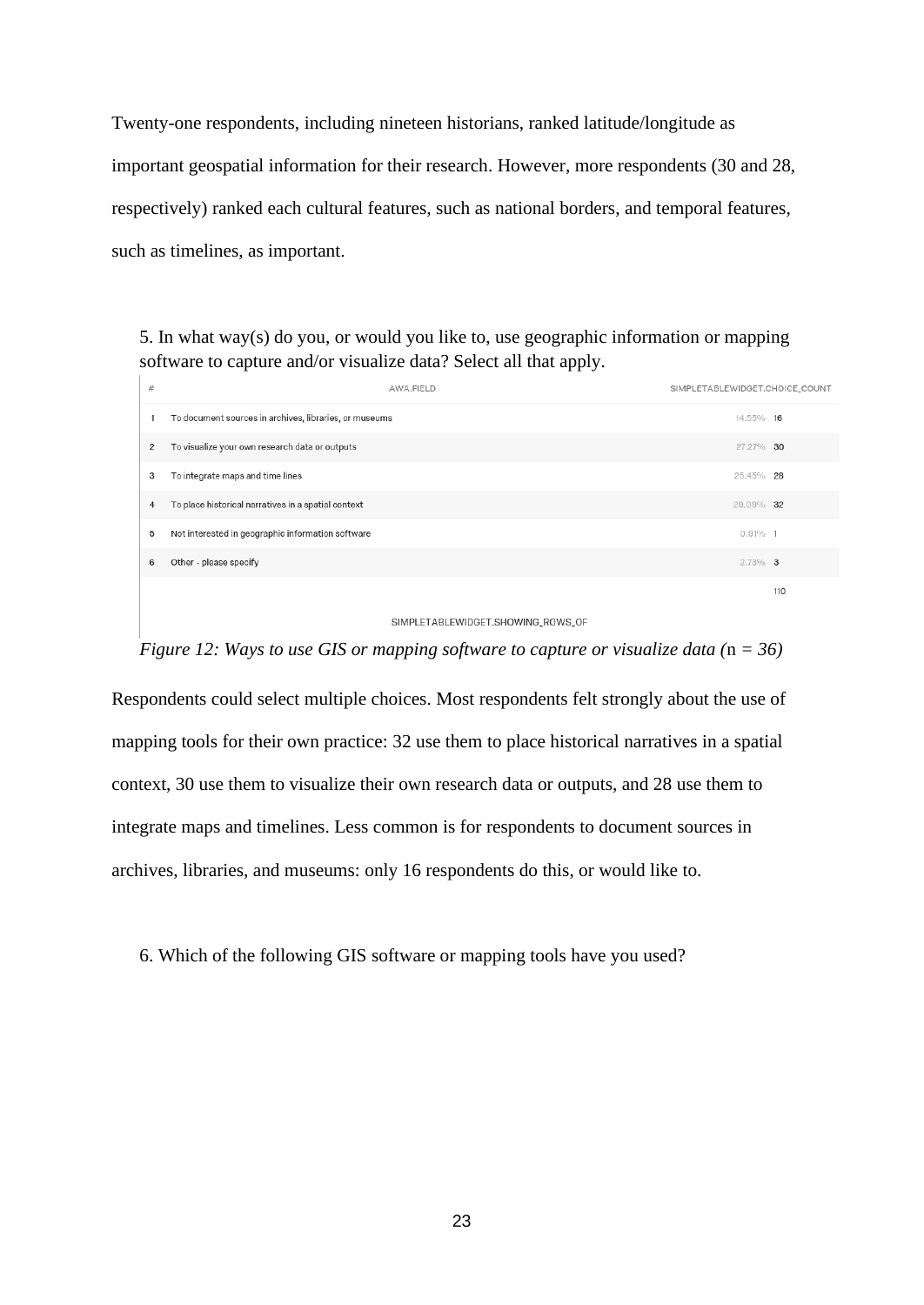Twenty-one respondents, including nineteen historians, ranked latitude/longitude as important geospatial information for their research. However, more respondents (30 and 28, respectively) ranked each cultural features, such as national borders, and temporal features, such as timelines, as important.

5. In what way(s) do you, or would you like to, use geographic information or mapping software to capture and/or visualize data? Select all that apply.

| # | AWA.FIELD | SIMPLETABLEWIDGET.CHOICE_COUNT | |
|---|---|---|---|
| 1 | To document sources in archives, libraries, or museums | 14.55% | 16 |
| 2 | To visualize your own research data or outputs | 27.27% | 30 |
| 3 | To integrate maps and time lines | 25.45% | 28 |
| 4 | To place historical narratives in a spatial context | 29.09% | 32 |
| 5 | Not interested in geographic information software | 0.91% | 1 |
| 6 | Other - please specify | 2.73% | 3 |
| | | | 110 |

SIMPLETABLEWIDGET.SHOWING_ROWS_OF

*Figure 12: Ways to use GIS or mapping software to capture or visualize data (n = 36)*

Respondents could select multiple choices. Most respondents felt strongly about the use of mapping tools for their own practice: 32 use them to place historical narratives in a spatial context, 30 use them to visualize their own research data or outputs, and 28 use them to integrate maps and timelines. Less common is for respondents to document sources in archives, libraries, and museums: only 16 respondents do this, or would like to.

6. Which of the following GIS software or mapping tools have you used?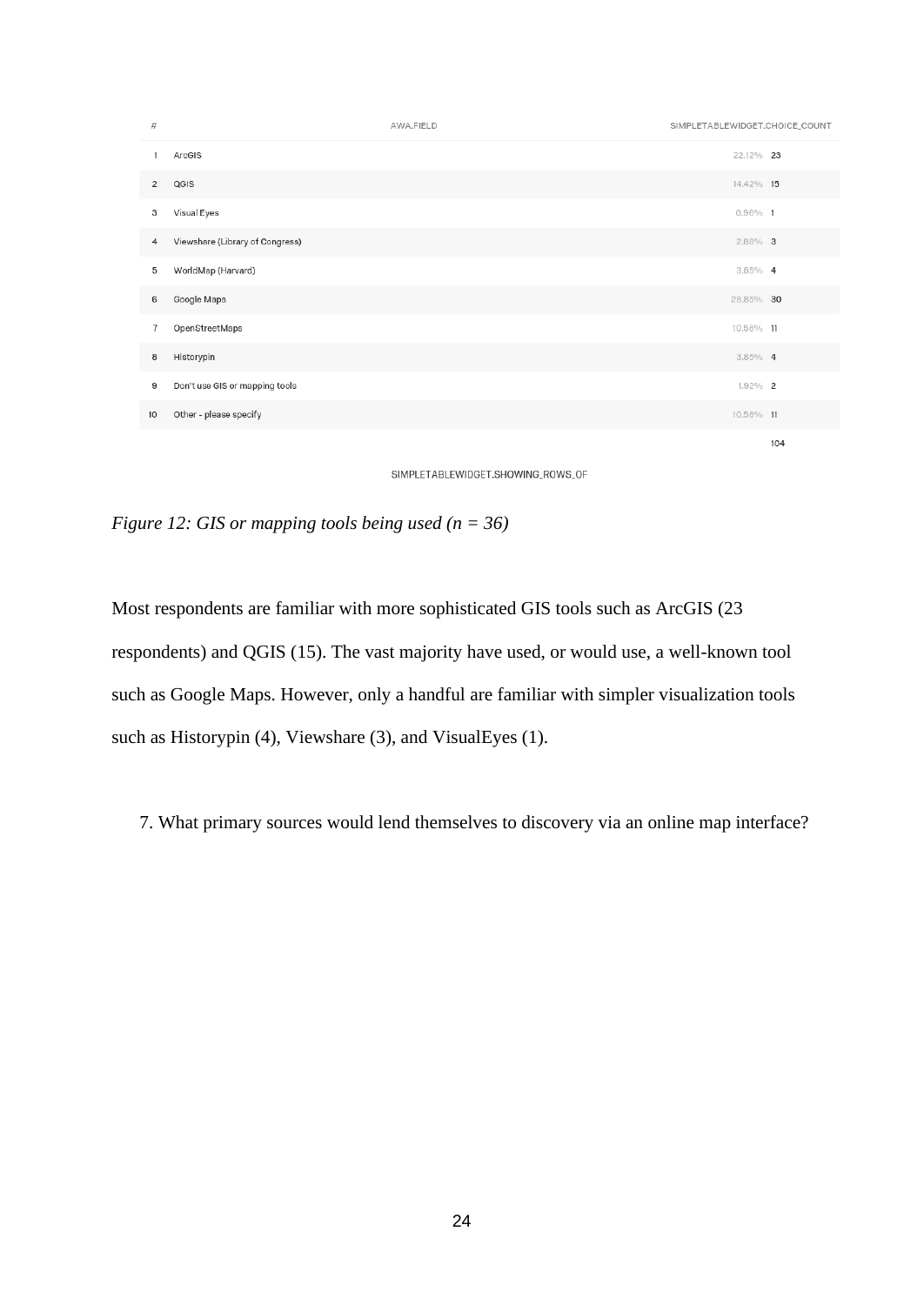| # | AWA.FIELD | | SIMPLETABLEWIDGET.CHOICE_COUNT |
|---|---|---|---|
| 1 | ArcGIS | 22.12% | 23 |
| 2 | QGIS | 14.42% | 15 |
| 3 | Visual Eyes | 0.96% | 1 |
| 4 | Viewshare (Library of Congress) | 2.88% | 3 |
| 5 | WorldMap (Harvard) | 3.85% | 4 |
| 6 | Google Maps | 28.85% | 30 |
| 7 | OpenStreetMaps | 10.58% | 11 |
| 8 | Historypin | 3.85% | 4 |
| 9 | Don't use GIS or mapping tools | 1.92% | 2 |
| 10 | Other - please specify | 10.58% | 11 |
| | | | 104 |

SIMPLETABLEWIDGET.SHOWING_ROWS_OF

*Figure 12: GIS or mapping tools being used (n = 36)*

Most respondents are familiar with more sophisticated GIS tools such as ArcGIS (23 respondents) and QGIS (15). The vast majority have used, or would use, a well-known tool such as Google Maps. However, only a handful are familiar with simpler visualization tools such as Historypin (4), Viewshare (3), and VisualEyes (1).

7. What primary sources would lend themselves to discovery via an online map interface?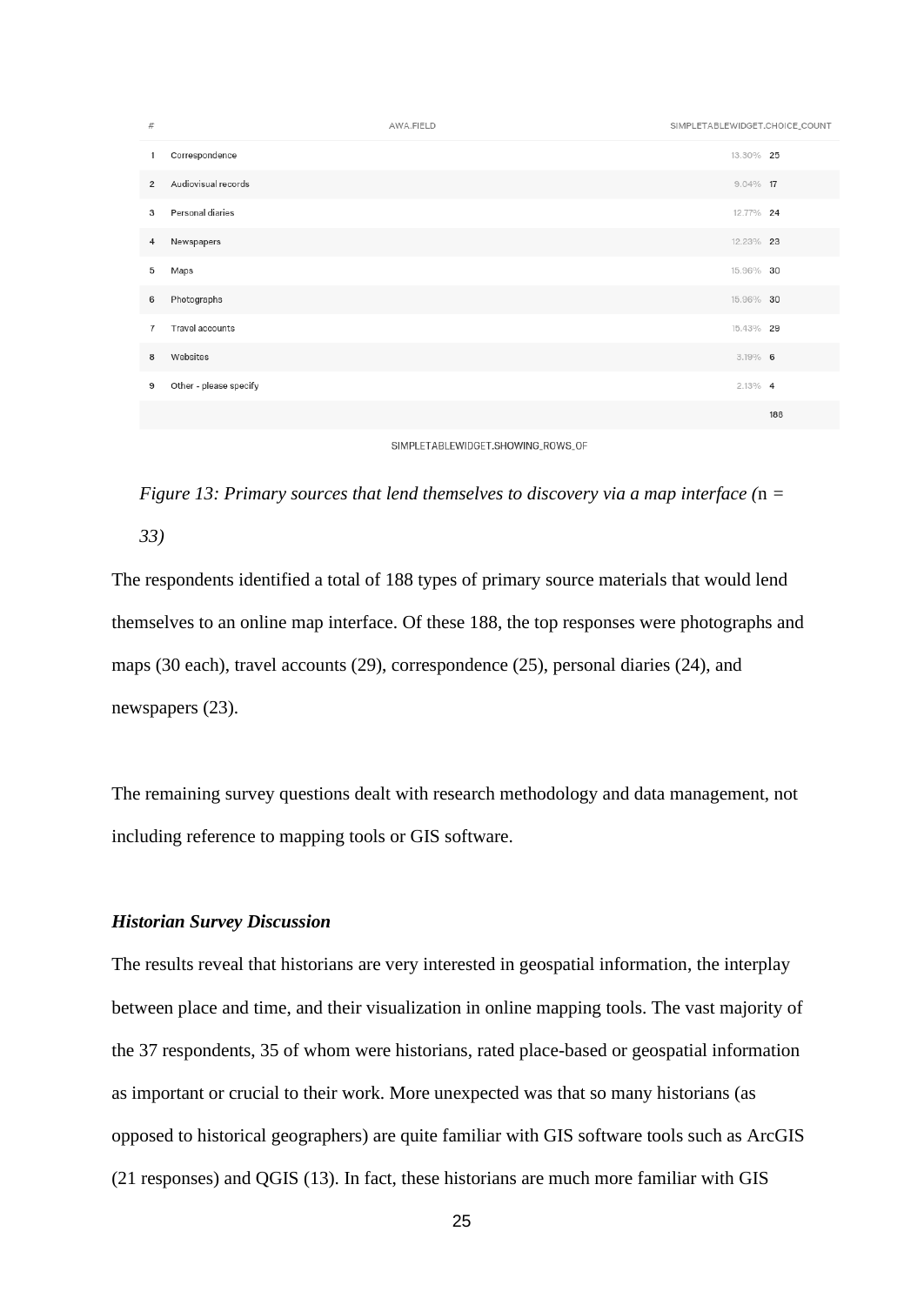| # | AWA.FIELD | SIMPLETABLEWIDGET.CHOICE_COUNT | |
|---|---|---|---|
| 1 | Correspondence | 13.30% | 25 |
| 2 | Audiovisual records | 9.04% | 17 |
| 3 | Personal diaries | 12.77% | 24 |
| 4 | Newspapers | 12.23% | 23 |
| 5 | Maps | 15.96% | 30 |
| 6 | Photographs | 15.96% | 30 |
| 7 | Travel accounts | 15.43% | 29 |
| 8 | Websites | 3.19% | 6 |
| 9 | Other - please specify | 2.13% | 4 |
| | | | 188 |

SIMPLETABLEWIDGET.SHOWING_ROWS_OF

*Figure 13: Primary sources that lend themselves to discovery via a map interface (*n *= 33)*

The respondents identified a total of 188 types of primary source materials that would lend themselves to an online map interface. Of these 188, the top responses were photographs and maps (30 each), travel accounts (29), correspondence (25), personal diaries (24), and newspapers (23).

The remaining survey questions dealt with research methodology and data management, not including reference to mapping tools or GIS software.

***Historian Survey Discussion***

The results reveal that historians are very interested in geospatial information, the interplay between place and time, and their visualization in online mapping tools. The vast majority of the 37 respondents, 35 of whom were historians, rated place-based or geospatial information as important or crucial to their work. More unexpected was that so many historians (as opposed to historical geographers) are quite familiar with GIS software tools such as ArcGIS (21 responses) and QGIS (13). In fact, these historians are much more familiar with GIS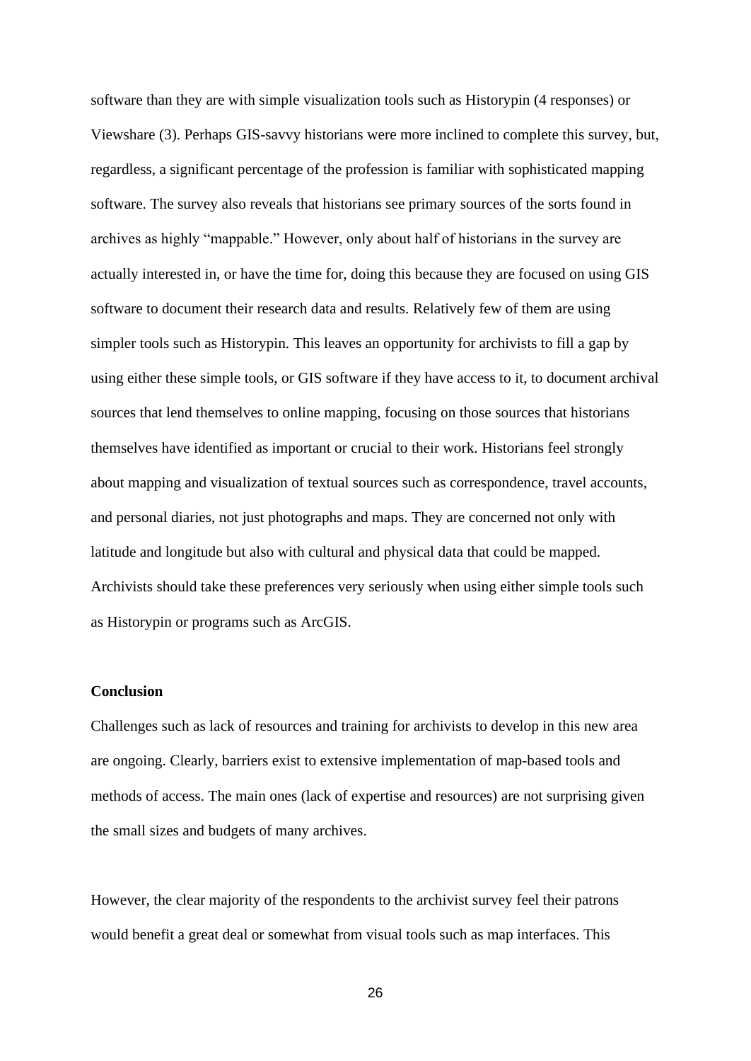software than they are with simple visualization tools such as Historypin (4 responses) or Viewshare (3). Perhaps GIS-savvy historians were more inclined to complete this survey, but, regardless, a significant percentage of the profession is familiar with sophisticated mapping software. The survey also reveals that historians see primary sources of the sorts found in archives as highly "mappable." However, only about half of historians in the survey are actually interested in, or have the time for, doing this because they are focused on using GIS software to document their research data and results. Relatively few of them are using simpler tools such as Historypin. This leaves an opportunity for archivists to fill a gap by using either these simple tools, or GIS software if they have access to it, to document archival sources that lend themselves to online mapping, focusing on those sources that historians themselves have identified as important or crucial to their work. Historians feel strongly about mapping and visualization of textual sources such as correspondence, travel accounts, and personal diaries, not just photographs and maps. They are concerned not only with latitude and longitude but also with cultural and physical data that could be mapped. Archivists should take these preferences very seriously when using either simple tools such as Historypin or programs such as ArcGIS.

## Conclusion

Challenges such as lack of resources and training for archivists to develop in this new area are ongoing. Clearly, barriers exist to extensive implementation of map-based tools and methods of access. The main ones (lack of expertise and resources) are not surprising given the small sizes and budgets of many archives.

However, the clear majority of the respondents to the archivist survey feel their patrons would benefit a great deal or somewhat from visual tools such as map interfaces. This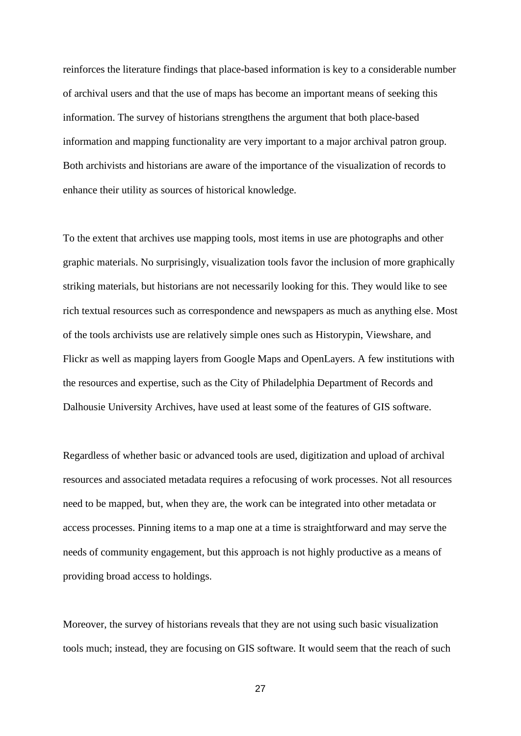reinforces the literature findings that place-based information is key to a considerable number of archival users and that the use of maps has become an important means of seeking this information. The survey of historians strengthens the argument that both place-based information and mapping functionality are very important to a major archival patron group. Both archivists and historians are aware of the importance of the visualization of records to enhance their utility as sources of historical knowledge.

To the extent that archives use mapping tools, most items in use are photographs and other graphic materials. No surprisingly, visualization tools favor the inclusion of more graphically striking materials, but historians are not necessarily looking for this. They would like to see rich textual resources such as correspondence and newspapers as much as anything else. Most of the tools archivists use are relatively simple ones such as Historypin, Viewshare, and Flickr as well as mapping layers from Google Maps and OpenLayers. A few institutions with the resources and expertise, such as the City of Philadelphia Department of Records and Dalhousie University Archives, have used at least some of the features of GIS software.

Regardless of whether basic or advanced tools are used, digitization and upload of archival resources and associated metadata requires a refocusing of work processes. Not all resources need to be mapped, but, when they are, the work can be integrated into other metadata or access processes. Pinning items to a map one at a time is straightforward and may serve the needs of community engagement, but this approach is not highly productive as a means of providing broad access to holdings.

Moreover, the survey of historians reveals that they are not using such basic visualization tools much; instead, they are focusing on GIS software. It would seem that the reach of such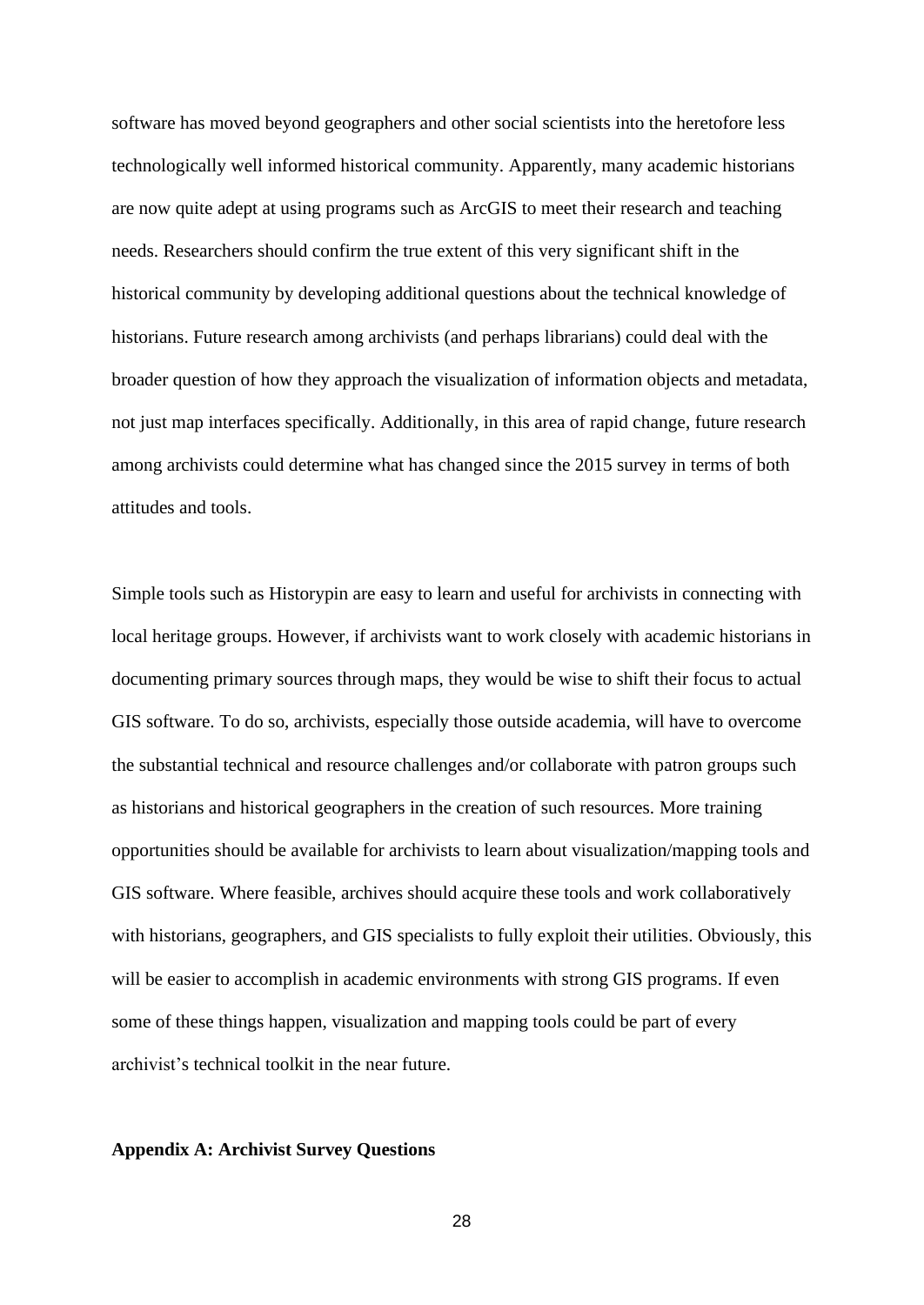software has moved beyond geographers and other social scientists into the heretofore less technologically well informed historical community. Apparently, many academic historians are now quite adept at using programs such as ArcGIS to meet their research and teaching needs. Researchers should confirm the true extent of this very significant shift in the historical community by developing additional questions about the technical knowledge of historians. Future research among archivists (and perhaps librarians) could deal with the broader question of how they approach the visualization of information objects and metadata, not just map interfaces specifically. Additionally, in this area of rapid change, future research among archivists could determine what has changed since the 2015 survey in terms of both attitudes and tools.

Simple tools such as Historypin are easy to learn and useful for archivists in connecting with local heritage groups. However, if archivists want to work closely with academic historians in documenting primary sources through maps, they would be wise to shift their focus to actual GIS software. To do so, archivists, especially those outside academia, will have to overcome the substantial technical and resource challenges and/or collaborate with patron groups such as historians and historical geographers in the creation of such resources. More training opportunities should be available for archivists to learn about visualization/mapping tools and GIS software. Where feasible, archives should acquire these tools and work collaboratively with historians, geographers, and GIS specialists to fully exploit their utilities. Obviously, this will be easier to accomplish in academic environments with strong GIS programs. If even some of these things happen, visualization and mapping tools could be part of every archivist's technical toolkit in the near future.

## Appendix A: Archivist Survey Questions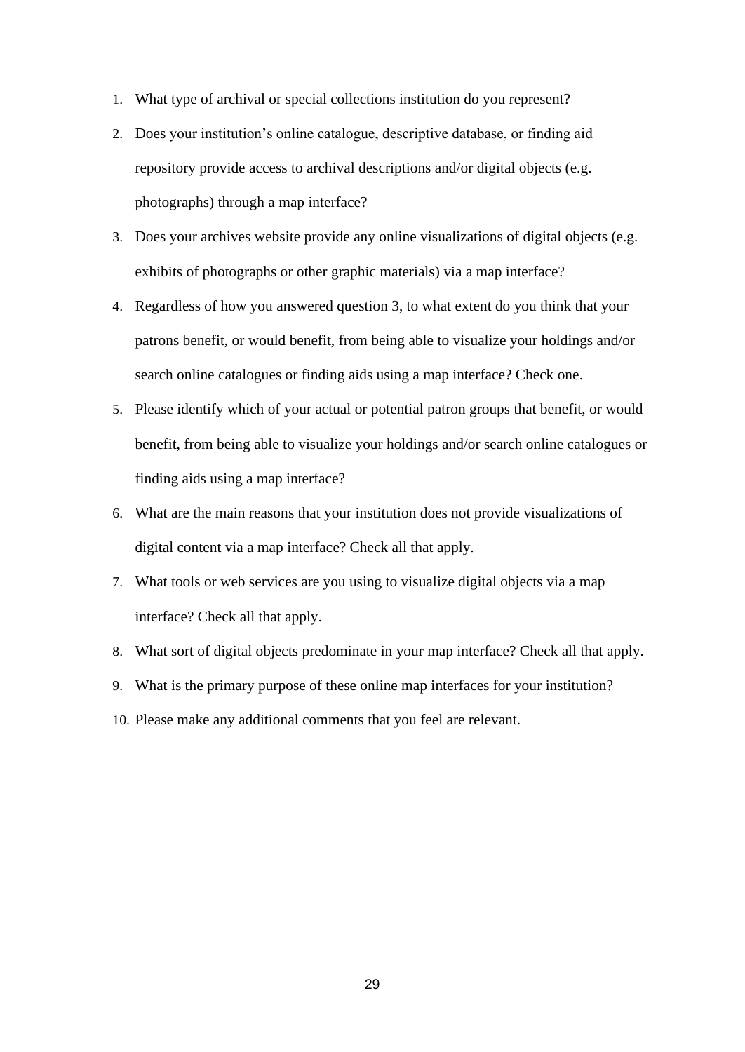1. What type of archival or special collections institution do you represent?
2. Does your institution's online catalogue, descriptive database, or finding aid repository provide access to archival descriptions and/or digital objects (e.g. photographs) through a map interface?
3. Does your archives website provide any online visualizations of digital objects (e.g. exhibits of photographs or other graphic materials) via a map interface?
4. Regardless of how you answered question 3, to what extent do you think that your patrons benefit, or would benefit, from being able to visualize your holdings and/or search online catalogues or finding aids using a map interface? Check one.
5. Please identify which of your actual or potential patron groups that benefit, or would benefit, from being able to visualize your holdings and/or search online catalogues or finding aids using a map interface?
6. What are the main reasons that your institution does not provide visualizations of digital content via a map interface? Check all that apply.
7. What tools or web services are you using to visualize digital objects via a map interface? Check all that apply.
8. What sort of digital objects predominate in your map interface? Check all that apply.
9. What is the primary purpose of these online map interfaces for your institution?
10. Please make any additional comments that you feel are relevant.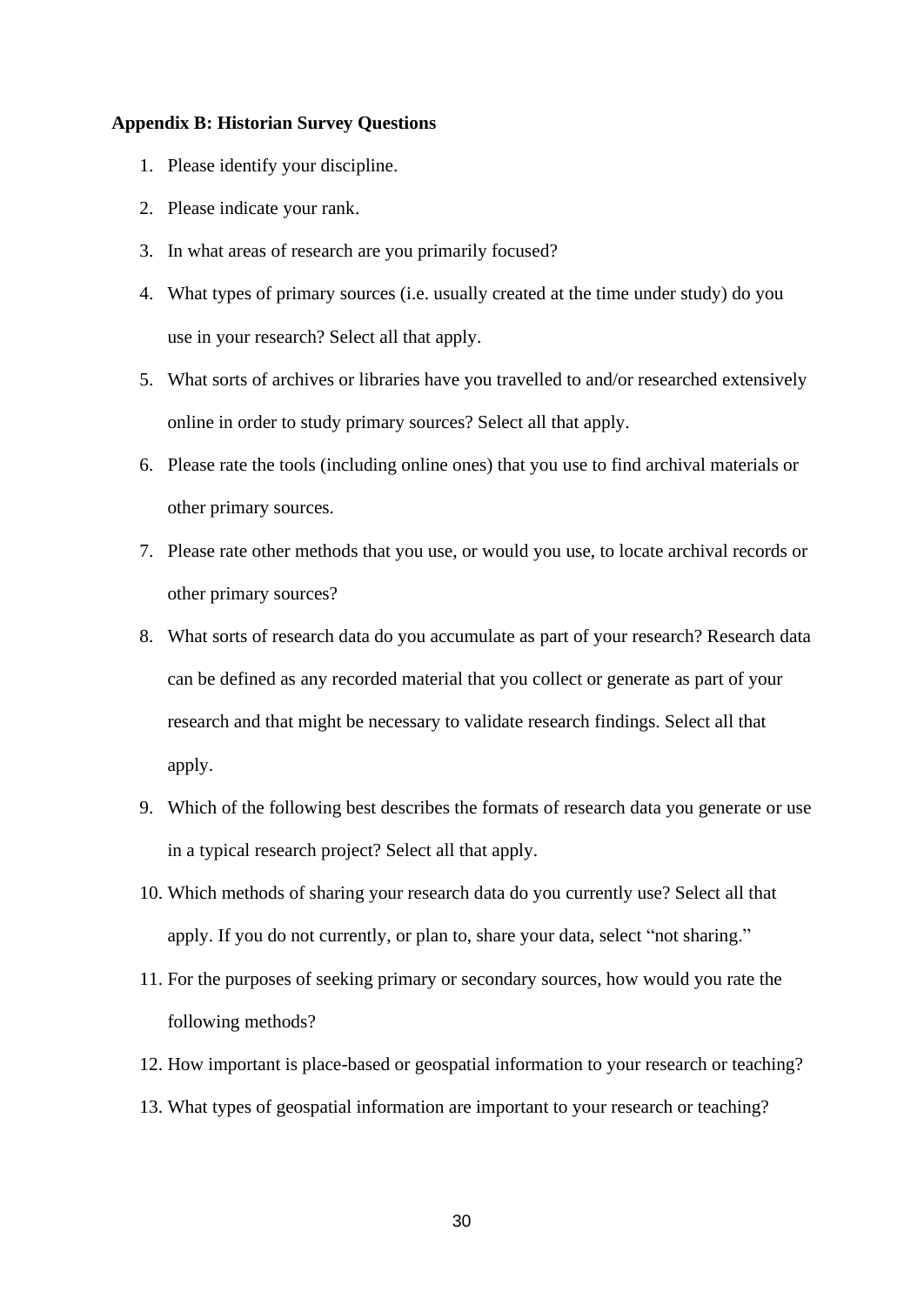**Appendix B: Historian Survey Questions**

1. Please identify your discipline.
2. Please indicate your rank.
3. In what areas of research are you primarily focused?
4. What types of primary sources (i.e. usually created at the time under study) do you use in your research? Select all that apply.
5. What sorts of archives or libraries have you travelled to and/or researched extensively online in order to study primary sources? Select all that apply.
6. Please rate the tools (including online ones) that you use to find archival materials or other primary sources.
7. Please rate other methods that you use, or would you use, to locate archival records or other primary sources?
8. What sorts of research data do you accumulate as part of your research? Research data can be defined as any recorded material that you collect or generate as part of your research and that might be necessary to validate research findings. Select all that apply.
9. Which of the following best describes the formats of research data you generate or use in a typical research project? Select all that apply.
10. Which methods of sharing your research data do you currently use? Select all that apply. If you do not currently, or plan to, share your data, select "not sharing."
11. For the purposes of seeking primary or secondary sources, how would you rate the following methods?
12. How important is place-based or geospatial information to your research or teaching?
13. What types of geospatial information are important to your research or teaching?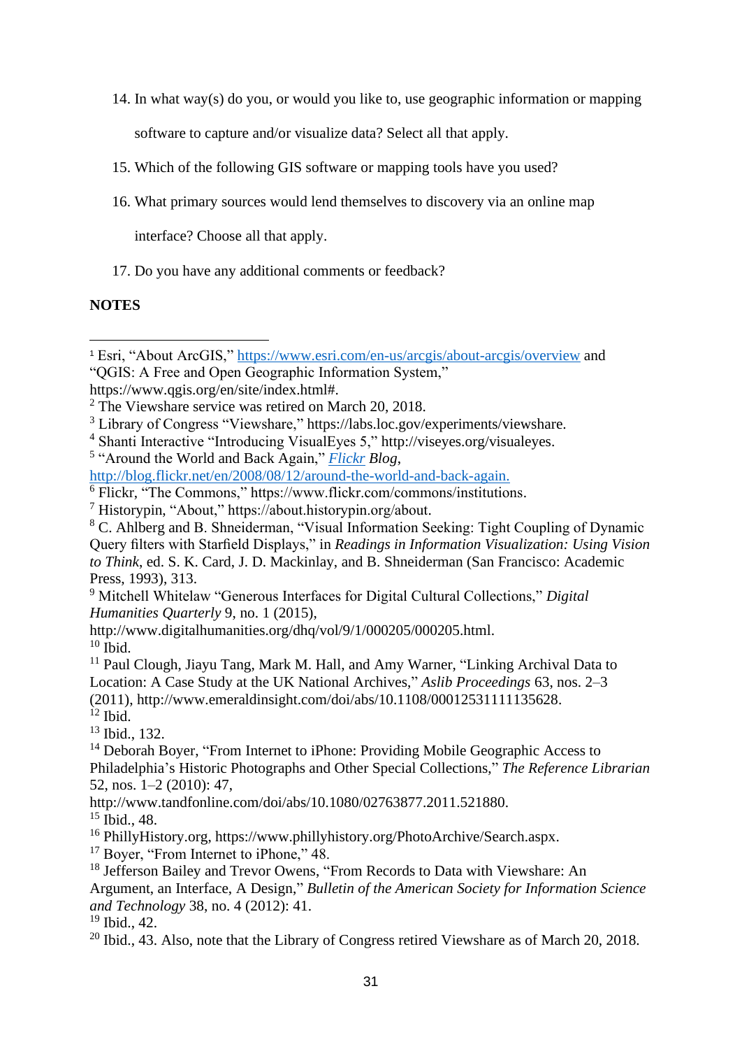14. In what way(s) do you, or would you like to, use geographic information or mapping software to capture and/or visualize data? Select all that apply.

15. Which of the following GIS software or mapping tools have you used?

16. What primary sources would lend themselves to discovery via an online map interface? Choose all that apply.

17. Do you have any additional comments or feedback?

**NOTES**

---

[1] Esri, "About ArcGIS," https://www.esri.com/en-us/arcgis/about-arcgis/overview and "QGIS: A Free and Open Geographic Information System," https://www.qgis.org/en/site/index.html#.

[2] The Viewshare service was retired on March 20, 2018.

[3] Library of Congress "Viewshare," https://labs.loc.gov/experiments/viewshare.

[4] Shanti Interactive "Introducing VisualEyes 5," http://viseyes.org/visualeyes.

[5] "Around the World and Back Again," *Flickr Blog*, http://blog.flickr.net/en/2008/08/12/around-the-world-and-back-again.

[6] Flickr, "The Commons," https://www.flickr.com/commons/institutions.

[7] Historypin, "About," https://about.historypin.org/about.

[8] C. Ahlberg and B. Shneiderman, "Visual Information Seeking: Tight Coupling of Dynamic Query filters with Starfield Displays," in *Readings in Information Visualization: Using Vision to Think*, ed. S. K. Card, J. D. Mackinlay, and B. Shneiderman (San Francisco: Academic Press, 1993), 313.

[9] Mitchell Whitelaw "Generous Interfaces for Digital Cultural Collections," *Digital Humanities Quarterly* 9, no. 1 (2015), http://www.digitalhumanities.org/dhq/vol/9/1/000205/000205.html.

[10] Ibid.

[11] Paul Clough, Jiayu Tang, Mark M. Hall, and Amy Warner, "Linking Archival Data to Location: A Case Study at the UK National Archives," *Aslib Proceedings* 63, nos. 2–3 (2011), http://www.emeraldinsight.com/doi/abs/10.1108/00012531111135628.

[12] Ibid.

[13] Ibid., 132.

[14] Deborah Boyer, "From Internet to iPhone: Providing Mobile Geographic Access to Philadelphia's Historic Photographs and Other Special Collections," *The Reference Librarian* 52, nos. 1–2 (2010): 47, http://www.tandfonline.com/doi/abs/10.1080/02763877.2011.521880.

[15] Ibid., 48.

[16] PhillyHistory.org, https://www.phillyhistory.org/PhotoArchive/Search.aspx.

[17] Boyer, "From Internet to iPhone," 48.

[18] Jefferson Bailey and Trevor Owens, "From Records to Data with Viewshare: An Argument, an Interface, A Design," *Bulletin of the American Society for Information Science and Technology* 38, no. 4 (2012): 41.

[19] Ibid., 42.

[20] Ibid., 43. Also, note that the Library of Congress retired Viewshare as of March 20, 2018.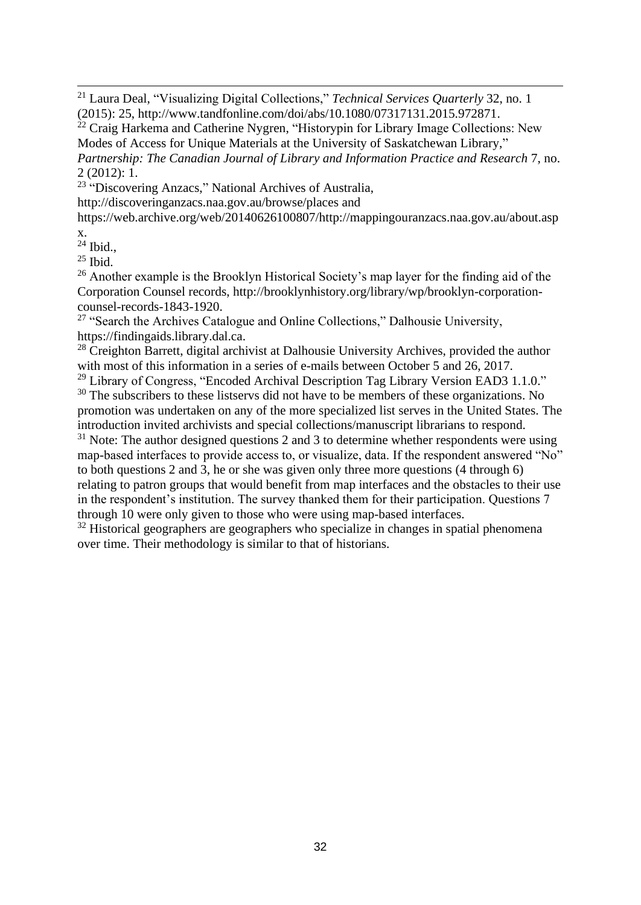[21] Laura Deal, "Visualizing Digital Collections," *Technical Services Quarterly* 32, no. 1 (2015): 25, http://www.tandfonline.com/doi/abs/10.1080/07317131.2015.972871.

[22] Craig Harkema and Catherine Nygren, "Historypin for Library Image Collections: New Modes of Access for Unique Materials at the University of Saskatchewan Library," *Partnership: The Canadian Journal of Library and Information Practice and Research* 7, no. 2 (2012): 1.

[23] "Discovering Anzacs," National Archives of Australia, http://discoveringanzacs.naa.gov.au/browse/places and https://web.archive.org/web/20140626100807/http://mappingouranzacs.naa.gov.au/about.aspx.

[24] Ibid.,

[25] Ibid.

[26] Another example is the Brooklyn Historical Society's map layer for the finding aid of the Corporation Counsel records, http://brooklynhistory.org/library/wp/brooklyn-corporation-counsel-records-1843-1920.

[27] "Search the Archives Catalogue and Online Collections," Dalhousie University, https://findingaids.library.dal.ca.

[28] Creighton Barrett, digital archivist at Dalhousie University Archives, provided the author with most of this information in a series of e-mails between October 5 and 26, 2017.

[29] Library of Congress, "Encoded Archival Description Tag Library Version EAD3 1.1.0."

[30] The subscribers to these listservs did not have to be members of these organizations. No promotion was undertaken on any of the more specialized list serves in the United States. The introduction invited archivists and special collections/manuscript librarians to respond.

[31] Note: The author designed questions 2 and 3 to determine whether respondents were using map-based interfaces to provide access to, or visualize, data. If the respondent answered "No" to both questions 2 and 3, he or she was given only three more questions (4 through 6) relating to patron groups that would benefit from map interfaces and the obstacles to their use in the respondent's institution. The survey thanked them for their participation. Questions 7 through 10 were only given to those who were using map-based interfaces.

[32] Historical geographers are geographers who specialize in changes in spatial phenomena over time. Their methodology is similar to that of historians.